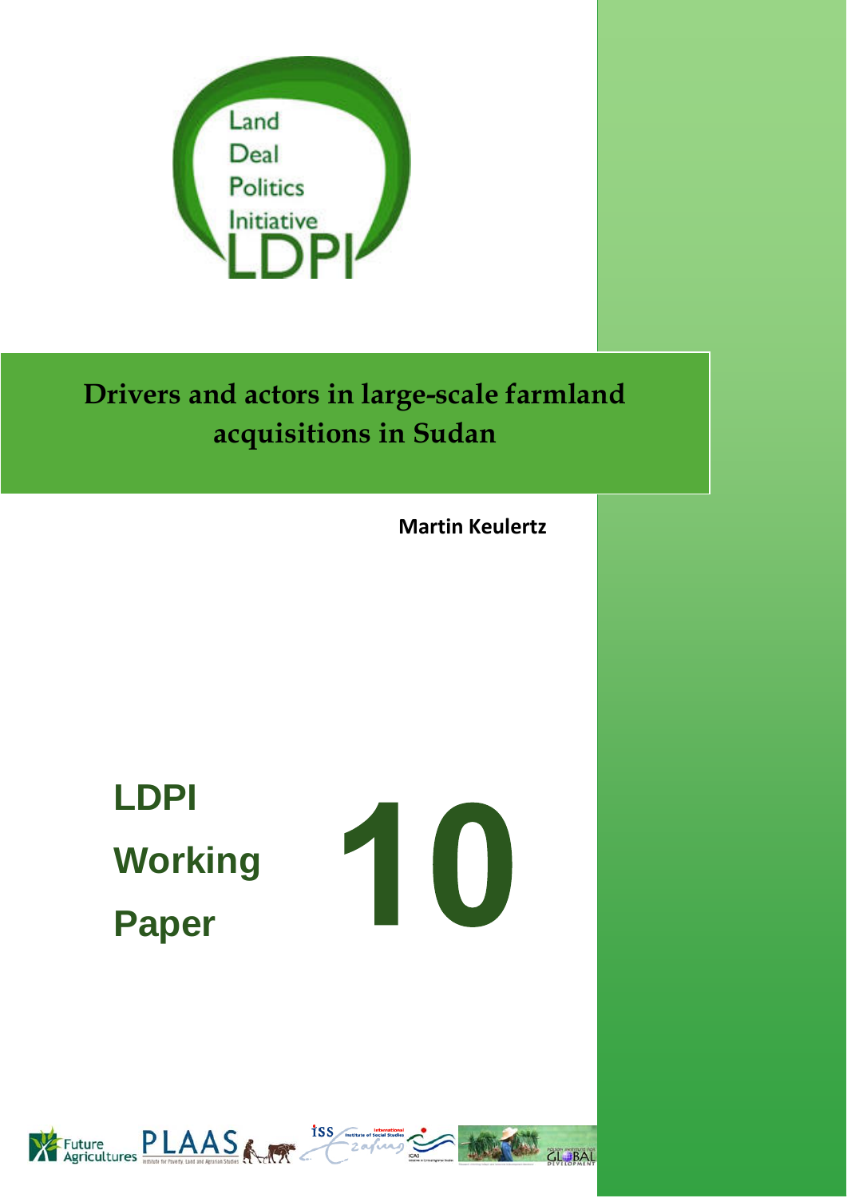Land
Deal
Politics
Initiative
LDPI

# Drivers and actors in large-scale farmland acquisitions in Sudan

**Martin Keulertz**

## LDPI Working Paper 10

Future Agricultures
PLAAS Institute for Poverty, Land and Agrarian Studies
ISS International Institute of Social Studies
ICAS Initiatives in Critical Agrarian Studies
Polson Institute for Global Development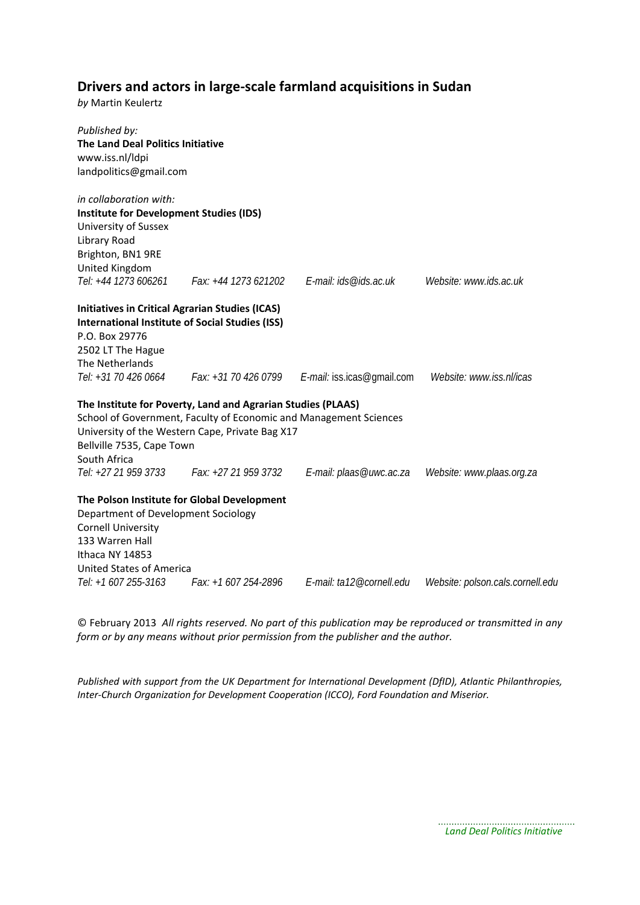## Drivers and actors in large-scale farmland acquisitions in Sudan

*by* Martin Keulertz

*Published by:*
**The Land Deal Politics Initiative**
www.iss.nl/ldpi
landpolitics@gmail.com

*in collaboration with:*
**Institute for Development Studies (IDS)**
University of Sussex
Library Road
Brighton, BN1 9RE
United Kingdom
*Tel: +44 1273 606261* *Fax: +44 1273 621202* *E-mail: ids@ids.ac.uk* *Website: www.ids.ac.uk*

**Initiatives in Critical Agrarian Studies (ICAS)**
**International Institute of Social Studies (ISS)**
P.O. Box 29776
2502 LT The Hague
The Netherlands
*Tel: +31 70 426 0664* *Fax: +31 70 426 0799* *E-mail: iss.icas@gmail.com* *Website: www.iss.nl/icas*

**The Institute for Poverty, Land and Agrarian Studies (PLAAS)**
School of Government, Faculty of Economic and Management Sciences
University of the Western Cape, Private Bag X17
Bellville 7535, Cape Town
South Africa
*Tel: +27 21 959 3733* *Fax: +27 21 959 3732* *E-mail: plaas@uwc.ac.za* *Website: www.plaas.org.za*

**The Polson Institute for Global Development**
Department of Development Sociology
Cornell University
133 Warren Hall
Ithaca NY 14853
United States of America
*Tel: +1 607 255-3163* *Fax: +1 607 254-2896* *E-mail: ta12@cornell.edu* *Website: polson.cals.cornell.edu*

© February 2013 *All rights reserved. No part of this publication may be reproduced or transmitted in any form or by any means without prior permission from the publisher and the author.*

*Published with support from the UK Department for International Development (DfID), Atlantic Philanthropies, Inter-Church Organization for Development Cooperation (ICCO), Ford Foundation and Miserior.*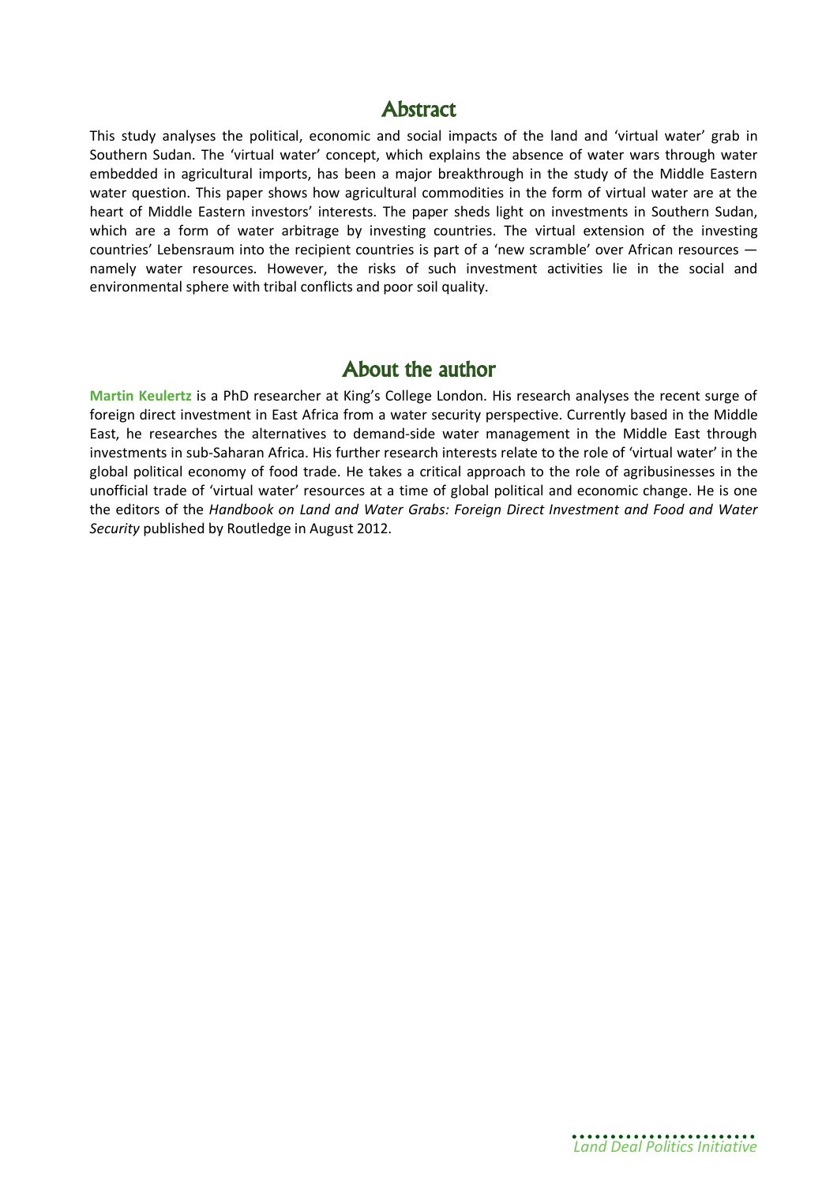## Abstract

This study analyses the political, economic and social impacts of the land and 'virtual water' grab in Southern Sudan. The 'virtual water' concept, which explains the absence of water wars through water embedded in agricultural imports, has been a major breakthrough in the study of the Middle Eastern water question. This paper shows how agricultural commodities in the form of virtual water are at the heart of Middle Eastern investors' interests. The paper sheds light on investments in Southern Sudan, which are a form of water arbitrage by investing countries. The virtual extension of the investing countries' Lebensraum into the recipient countries is part of a 'new scramble' over African resources — namely water resources. However, the risks of such investment activities lie in the social and environmental sphere with tribal conflicts and poor soil quality.

## About the author

**Martin Keulertz** is a PhD researcher at King's College London. His research analyses the recent surge of foreign direct investment in East Africa from a water security perspective. Currently based in the Middle East, he researches the alternatives to demand-side water management in the Middle East through investments in sub-Saharan Africa. His further research interests relate to the role of 'virtual water' in the global political economy of food trade. He takes a critical approach to the role of agribusinesses in the unofficial trade of 'virtual water' resources at a time of global political and economic change. He is one the editors of the *Handbook on Land and Water Grabs: Foreign Direct Investment and Food and Water Security* published by Routledge in August 2012.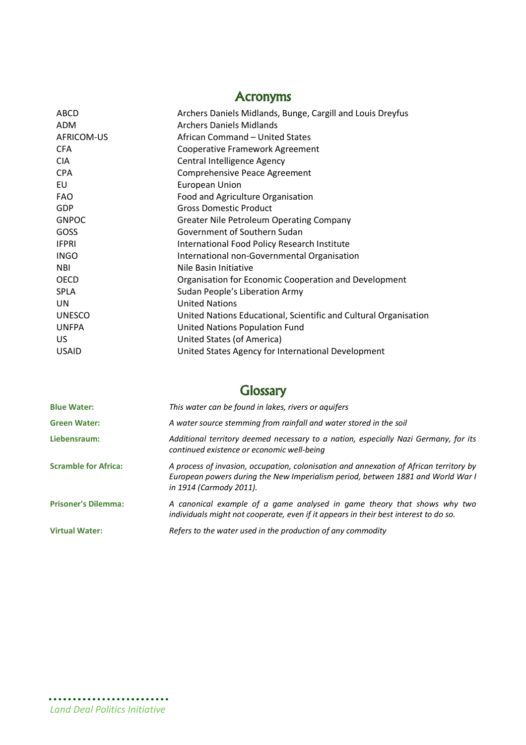# Acronyms

| | |
|---|---|
| ABCD | Archers Daniels Midlands, Bunge, Cargill and Louis Dreyfus |
| ADM | Archers Daniels Midlands |
| AFRICOM-US | African Command – United States |
| CFA | Cooperative Framework Agreement |
| CIA | Central Intelligence Agency |
| CPA | Comprehensive Peace Agreement |
| EU | European Union |
| FAO | Food and Agriculture Organisation |
| GDP | Gross Domestic Product |
| GNPOC | Greater Nile Petroleum Operating Company |
| GOSS | Government of Southern Sudan |
| IFPRI | International Food Policy Research Institute |
| INGO | International non-Governmental Organisation |
| NBI | Nile Basin Initiative |
| OECD | Organisation for Economic Cooperation and Development |
| SPLA | Sudan People's Liberation Army |
| UN | United Nations |
| UNESCO | United Nations Educational, Scientific and Cultural Organisation |
| UNFPA | United Nations Population Fund |
| US | United States (of America) |
| USAID | United States Agency for International Development |

# Glossary

| | |
|---|---|
| **Blue Water:** | *This water can be found in lakes, rivers or aquifers* |
| **Green Water:** | *A water source stemming from rainfall and water stored in the soil* |
| **Liebensraum:** | *Additional territory deemed necessary to a nation, especially Nazi Germany, for its continued existence or economic well-being* |
| **Scramble for Africa:** | *A process of invasion, occupation, colonisation and annexation of African territory by European powers during the New Imperialism period, between 1881 and World War I in 1914 (Carmody 2011).* |
| **Prisoner's Dilemma:** | *A canonical example of a game analysed in game theory that shows why two individuals might not cooperate, even if it appears in their best interest to do so.* |
| **Virtual Water:** | *Refers to the water used in the production of any commodity* |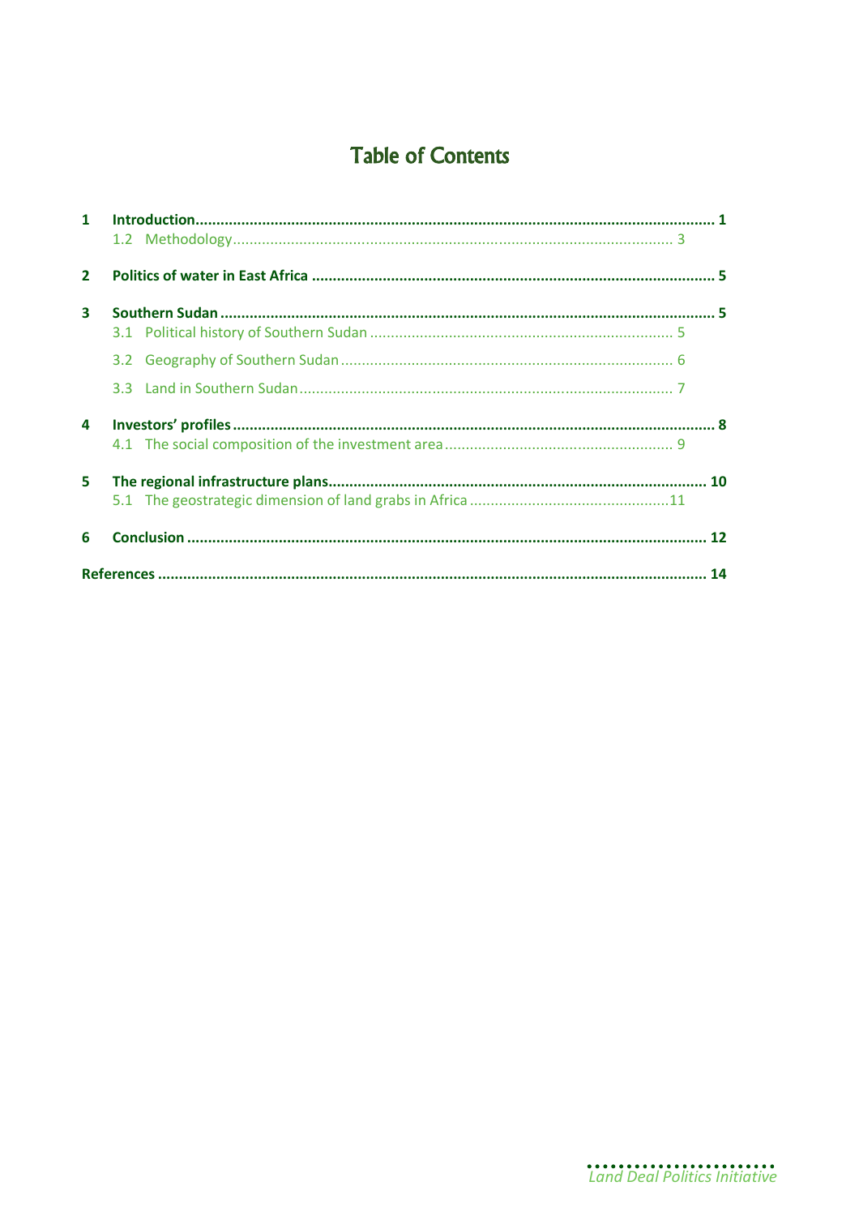# Table of Contents

1 **Introduction** ........................................................................................................................ 1
  1.2 Methodology ......................................................................................................... 3

2 **Politics of water in East Africa** ................................................................................. 5

3 **Southern Sudan** ..................................................................................................................... 5
  3.1 Political history of Southern Sudan ........................................................................ 5
  3.2 Geography of Southern Sudan ............................................................................... 6
  3.3 Land in Southern Sudan ......................................................................................... 7

4 **Investors' profiles** ................................................................................................................. 8
  4.1 The social composition of the investment area ...................................................... 9

5 **The regional infrastructure plans** ...................................................................................... 10
  5.1 The geostrategic dimension of land grabs in Africa ...............................................11

6 **Conclusion** ........................................................................................................................... 12

**References** .................................................................................................................................. 14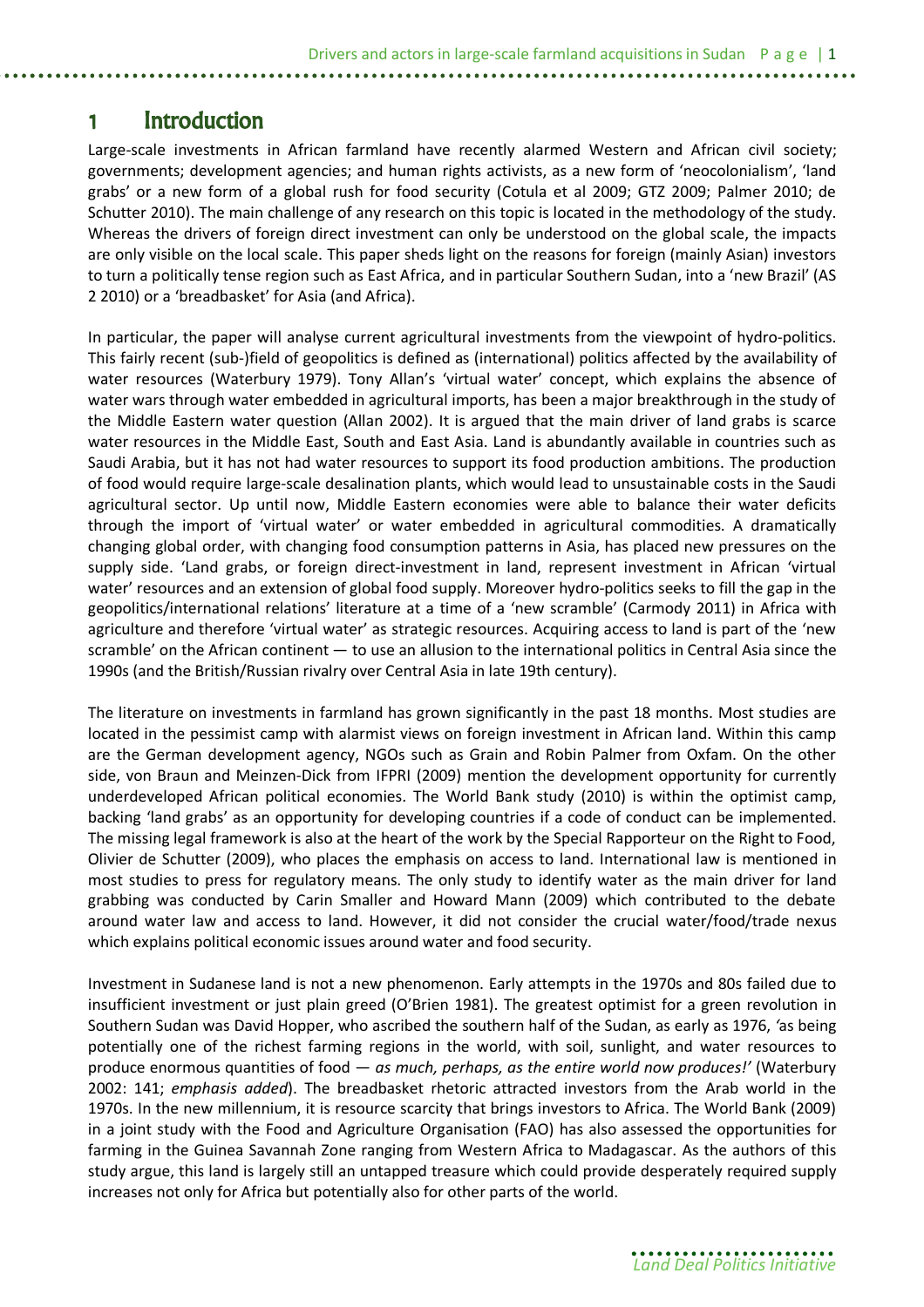# 1 Introduction

Large-scale investments in African farmland have recently alarmed Western and African civil society; governments; development agencies; and human rights activists, as a new form of 'neocolonialism', 'land grabs' or a new form of a global rush for food security (Cotula et al 2009; GTZ 2009; Palmer 2010; de Schutter 2010). The main challenge of any research on this topic is located in the methodology of the study. Whereas the drivers of foreign direct investment can only be understood on the global scale, the impacts are only visible on the local scale. This paper sheds light on the reasons for foreign (mainly Asian) investors to turn a politically tense region such as East Africa, and in particular Southern Sudan, into a 'new Brazil' (AS 2 2010) or a 'breadbasket' for Asia (and Africa).

In particular, the paper will analyse current agricultural investments from the viewpoint of hydro-politics. This fairly recent (sub-)field of geopolitics is defined as (international) politics affected by the availability of water resources (Waterbury 1979). Tony Allan's 'virtual water' concept, which explains the absence of water wars through water embedded in agricultural imports, has been a major breakthrough in the study of the Middle Eastern water question (Allan 2002). It is argued that the main driver of land grabs is scarce water resources in the Middle East, South and East Asia. Land is abundantly available in countries such as Saudi Arabia, but it has not had water resources to support its food production ambitions. The production of food would require large-scale desalination plants, which would lead to unsustainable costs in the Saudi agricultural sector. Up until now, Middle Eastern economies were able to balance their water deficits through the import of 'virtual water' or water embedded in agricultural commodities. A dramatically changing global order, with changing food consumption patterns in Asia, has placed new pressures on the supply side. 'Land grabs, or foreign direct-investment in land, represent investment in African 'virtual water' resources and an extension of global food supply. Moreover hydro-politics seeks to fill the gap in the geopolitics/international relations' literature at a time of a 'new scramble' (Carmody 2011) in Africa with agriculture and therefore 'virtual water' as strategic resources. Acquiring access to land is part of the 'new scramble' on the African continent — to use an allusion to the international politics in Central Asia since the 1990s (and the British/Russian rivalry over Central Asia in late 19th century).

The literature on investments in farmland has grown significantly in the past 18 months. Most studies are located in the pessimist camp with alarmist views on foreign investment in African land. Within this camp are the German development agency, NGOs such as Grain and Robin Palmer from Oxfam. On the other side, von Braun and Meinzen-Dick from IFPRI (2009) mention the development opportunity for currently underdeveloped African political economies. The World Bank study (2010) is within the optimist camp, backing 'land grabs' as an opportunity for developing countries if a code of conduct can be implemented. The missing legal framework is also at the heart of the work by the Special Rapporteur on the Right to Food, Olivier de Schutter (2009), who places the emphasis on access to land. International law is mentioned in most studies to press for regulatory means. The only study to identify water as the main driver for land grabbing was conducted by Carin Smaller and Howard Mann (2009) which contributed to the debate around water law and access to land. However, it did not consider the crucial water/food/trade nexus which explains political economic issues around water and food security.

Investment in Sudanese land is not a new phenomenon. Early attempts in the 1970s and 80s failed due to insufficient investment or just plain greed (O'Brien 1981). The greatest optimist for a green revolution in Southern Sudan was David Hopper, who ascribed the southern half of the Sudan, as early as 1976, 'as being potentially one of the richest farming regions in the world, with soil, sunlight, and water resources to produce enormous quantities of food — *as much, perhaps, as the entire world now produces!'* (Waterbury 2002: 141; *emphasis added*). The breadbasket rhetoric attracted investors from the Arab world in the 1970s. In the new millennium, it is resource scarcity that brings investors to Africa. The World Bank (2009) in a joint study with the Food and Agriculture Organisation (FAO) has also assessed the opportunities for farming in the Guinea Savannah Zone ranging from Western Africa to Madagascar. As the authors of this study argue, this land is largely still an untapped treasure which could provide desperately required supply increases not only for Africa but potentially also for other parts of the world.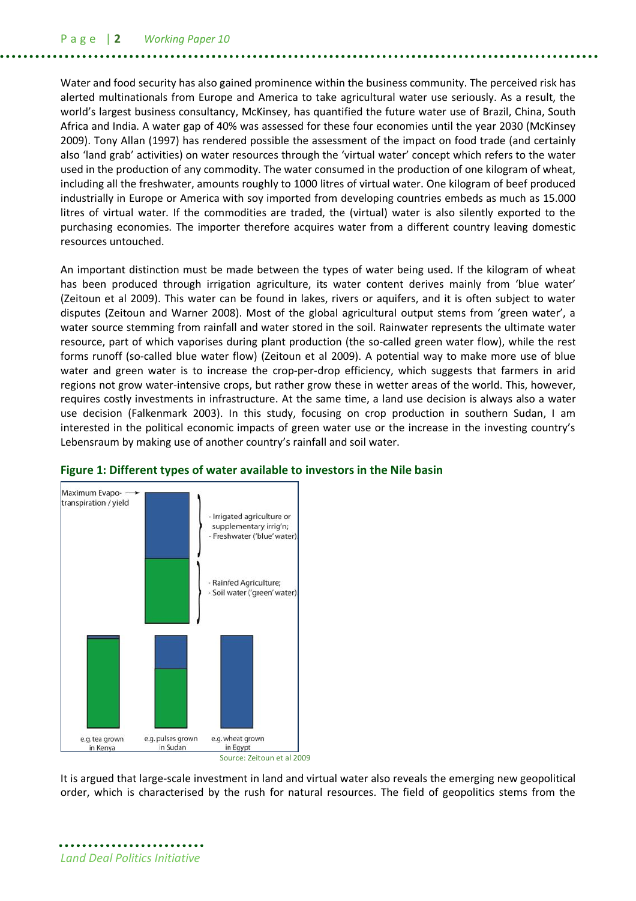Water and food security has also gained prominence within the business community. The perceived risk has alerted multinationals from Europe and America to take agricultural water use seriously. As a result, the world's largest business consultancy, McKinsey, has quantified the future water use of Brazil, China, South Africa and India. A water gap of 40% was assessed for these four economies until the year 2030 (McKinsey 2009). Tony Allan (1997) has rendered possible the assessment of the impact on food trade (and certainly also 'land grab' activities) on water resources through the 'virtual water' concept which refers to the water used in the production of any commodity. The water consumed in the production of one kilogram of wheat, including all the freshwater, amounts roughly to 1000 litres of virtual water. One kilogram of beef produced industrially in Europe or America with soy imported from developing countries embeds as much as 15.000 litres of virtual water. If the commodities are traded, the (virtual) water is also silently exported to the purchasing economies. The importer therefore acquires water from a different country leaving domestic resources untouched.

An important distinction must be made between the types of water being used. If the kilogram of wheat has been produced through irrigation agriculture, its water content derives mainly from 'blue water' (Zeitoun et al 2009). This water can be found in lakes, rivers or aquifers, and it is often subject to water disputes (Zeitoun and Warner 2008). Most of the global agricultural output stems from 'green water', a water source stemming from rainfall and water stored in the soil. Rainwater represents the ultimate water resource, part of which vaporises during plant production (the so-called green water flow), while the rest forms runoff (so-called blue water flow) (Zeitoun et al 2009). A potential way to make more use of blue water and green water is to increase the crop-per-drop efficiency, which suggests that farmers in arid regions not grow water-intensive crops, but rather grow these in wetter areas of the world. This, however, requires costly investments in infrastructure. At the same time, a land use decision is always also a water use decision (Falkenmark 2003). In this study, focusing on crop production in southern Sudan, I am interested in the political economic impacts of green water use or the increase in the investing country's Lebensraum by making use of another country's rainfall and soil water.

**Figure 1: Different types of water available to investors in the Nile basin**

Maximum Evapo-transpiration / yield

- Irrigated agriculture or supplementary irrig'n;
- Freshwater ('blue' water)

- Rainfed Agriculture;
- Soil water ('green' water)

e.g. tea grown in Kenya

e.g. pulses grown in Sudan

e.g. wheat grown in Egypt

Source: Zeitoun et al 2009

It is argued that large-scale investment in land and virtual water also reveals the emerging new geopolitical order, which is characterised by the rush for natural resources. The field of geopolitics stems from the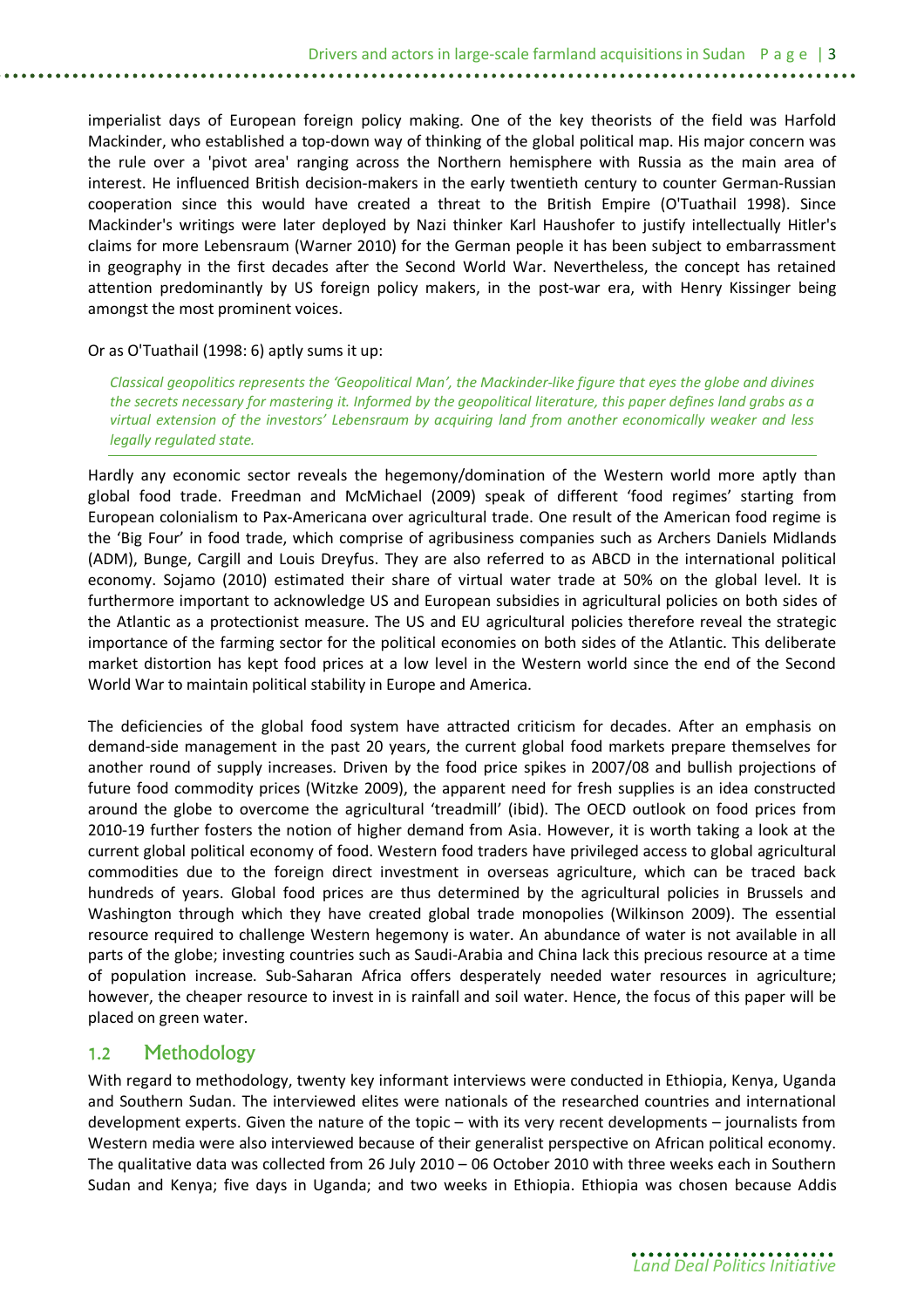imperialist days of European foreign policy making. One of the key theorists of the field was Harfold Mackinder, who established a top-down way of thinking of the global political map. His major concern was the rule over a 'pivot area' ranging across the Northern hemisphere with Russia as the main area of interest. He influenced British decision-makers in the early twentieth century to counter German-Russian cooperation since this would have created a threat to the British Empire (O'Tuathail 1998). Since Mackinder's writings were later deployed by Nazi thinker Karl Haushofer to justify intellectually Hitler's claims for more Lebensraum (Warner 2010) for the German people it has been subject to embarrassment in geography in the first decades after the Second World War. Nevertheless, the concept has retained attention predominantly by US foreign policy makers, in the post-war era, with Henry Kissinger being amongst the most prominent voices.

Or as O'Tuathail (1998: 6) aptly sums it up:

> *Classical geopolitics represents the 'Geopolitical Man', the Mackinder-like figure that eyes the globe and divines the secrets necessary for mastering it. Informed by the geopolitical literature, this paper defines land grabs as a virtual extension of the investors' Lebensraum by acquiring land from another economically weaker and less legally regulated state.*

Hardly any economic sector reveals the hegemony/domination of the Western world more aptly than global food trade. Freedman and McMichael (2009) speak of different 'food regimes' starting from European colonialism to Pax-Americana over agricultural trade. One result of the American food regime is the 'Big Four' in food trade, which comprise of agribusiness companies such as Archers Daniels Midlands (ADM), Bunge, Cargill and Louis Dreyfus. They are also referred to as ABCD in the international political economy. Sojamo (2010) estimated their share of virtual water trade at 50% on the global level. It is furthermore important to acknowledge US and European subsidies in agricultural policies on both sides of the Atlantic as a protectionist measure. The US and EU agricultural policies therefore reveal the strategic importance of the farming sector for the political economies on both sides of the Atlantic. This deliberate market distortion has kept food prices at a low level in the Western world since the end of the Second World War to maintain political stability in Europe and America.

The deficiencies of the global food system have attracted criticism for decades. After an emphasis on demand-side management in the past 20 years, the current global food markets prepare themselves for another round of supply increases. Driven by the food price spikes in 2007/08 and bullish projections of future food commodity prices (Witzke 2009), the apparent need for fresh supplies is an idea constructed around the globe to overcome the agricultural 'treadmill' (ibid). The OECD outlook on food prices from 2010-19 further fosters the notion of higher demand from Asia. However, it is worth taking a look at the current global political economy of food. Western food traders have privileged access to global agricultural commodities due to the foreign direct investment in overseas agriculture, which can be traced back hundreds of years. Global food prices are thus determined by the agricultural policies in Brussels and Washington through which they have created global trade monopolies (Wilkinson 2009). The essential resource required to challenge Western hegemony is water. An abundance of water is not available in all parts of the globe; investing countries such as Saudi-Arabia and China lack this precious resource at a time of population increase. Sub-Saharan Africa offers desperately needed water resources in agriculture; however, the cheaper resource to invest in is rainfall and soil water. Hence, the focus of this paper will be placed on green water.

## 1.2 Methodology

With regard to methodology, twenty key informant interviews were conducted in Ethiopia, Kenya, Uganda and Southern Sudan. The interviewed elites were nationals of the researched countries and international development experts. Given the nature of the topic – with its very recent developments – journalists from Western media were also interviewed because of their generalist perspective on African political economy. The qualitative data was collected from 26 July 2010 – 06 October 2010 with three weeks each in Southern Sudan and Kenya; five days in Uganda; and two weeks in Ethiopia. Ethiopia was chosen because Addis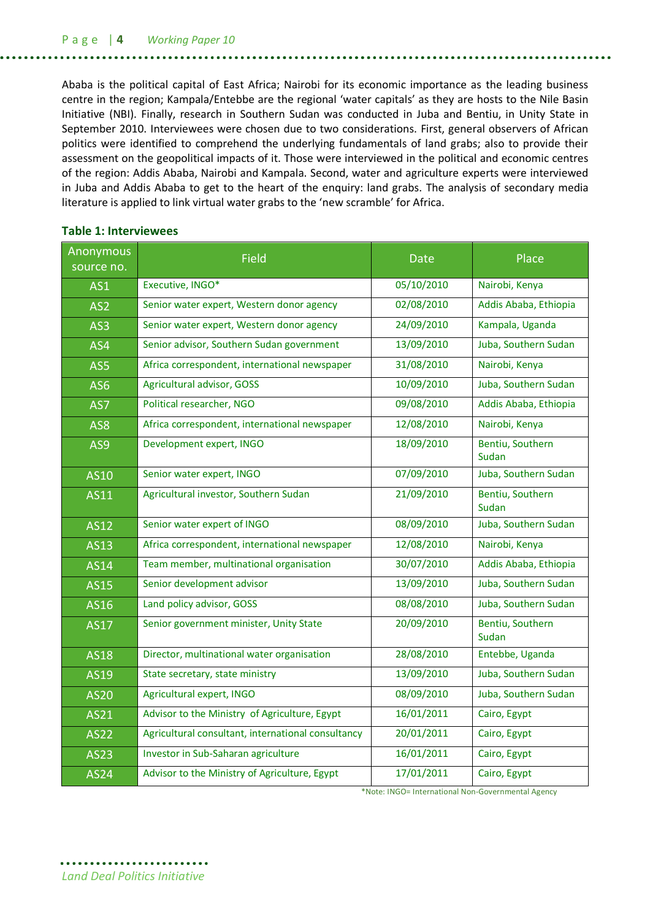Ababa is the political capital of East Africa; Nairobi for its economic importance as the leading business centre in the region; Kampala/Entebbe are the regional 'water capitals' as they are hosts to the Nile Basin Initiative (NBI). Finally, research in Southern Sudan was conducted in Juba and Bentiu, in Unity State in September 2010. Interviewees were chosen due to two considerations. First, general observers of African politics were identified to comprehend the underlying fundamentals of land grabs; also to provide their assessment on the geopolitical impacts of it. Those were interviewed in the political and economic centres of the region: Addis Ababa, Nairobi and Kampala. Second, water and agriculture experts were interviewed in Juba and Addis Ababa to get to the heart of the enquiry: land grabs. The analysis of secondary media literature is applied to link virtual water grabs to the 'new scramble' for Africa.

**Table 1: Interviewees**

| Anonymous source no. | Field | Date | Place |
|---|---|---|---|
| AS1 | Executive, INGO* | 05/10/2010 | Nairobi, Kenya |
| AS2 | Senior water expert, Western donor agency | 02/08/2010 | Addis Ababa, Ethiopia |
| AS3 | Senior water expert, Western donor agency | 24/09/2010 | Kampala, Uganda |
| AS4 | Senior advisor, Southern Sudan government | 13/09/2010 | Juba, Southern Sudan |
| AS5 | Africa correspondent, international newspaper | 31/08/2010 | Nairobi, Kenya |
| AS6 | Agricultural advisor, GOSS | 10/09/2010 | Juba, Southern Sudan |
| AS7 | Political researcher, NGO | 09/08/2010 | Addis Ababa, Ethiopia |
| AS8 | Africa correspondent, international newspaper | 12/08/2010 | Nairobi, Kenya |
| AS9 | Development expert, INGO | 18/09/2010 | Bentiu, Southern Sudan |
| AS10 | Senior water expert, INGO | 07/09/2010 | Juba, Southern Sudan |
| AS11 | Agricultural investor, Southern Sudan | 21/09/2010 | Bentiu, Southern Sudan |
| AS12 | Senior water expert of INGO | 08/09/2010 | Juba, Southern Sudan |
| AS13 | Africa correspondent, international newspaper | 12/08/2010 | Nairobi, Kenya |
| AS14 | Team member, multinational organisation | 30/07/2010 | Addis Ababa, Ethiopia |
| AS15 | Senior development advisor | 13/09/2010 | Juba, Southern Sudan |
| AS16 | Land policy advisor, GOSS | 08/08/2010 | Juba, Southern Sudan |
| AS17 | Senior government minister, Unity State | 20/09/2010 | Bentiu, Southern Sudan |
| AS18 | Director, multinational water organisation | 28/08/2010 | Entebbe, Uganda |
| AS19 | State secretary, state ministry | 13/09/2010 | Juba, Southern Sudan |
| AS20 | Agricultural expert, INGO | 08/09/2010 | Juba, Southern Sudan |
| AS21 | Advisor to the Ministry of Agriculture, Egypt | 16/01/2011 | Cairo, Egypt |
| AS22 | Agricultural consultant, international consultancy | 20/01/2011 | Cairo, Egypt |
| AS23 | Investor in Sub-Saharan agriculture | 16/01/2011 | Cairo, Egypt |
| AS24 | Advisor to the Ministry of Agriculture, Egypt | 17/01/2011 | Cairo, Egypt |

*Note: INGO= International Non-Governmental Agency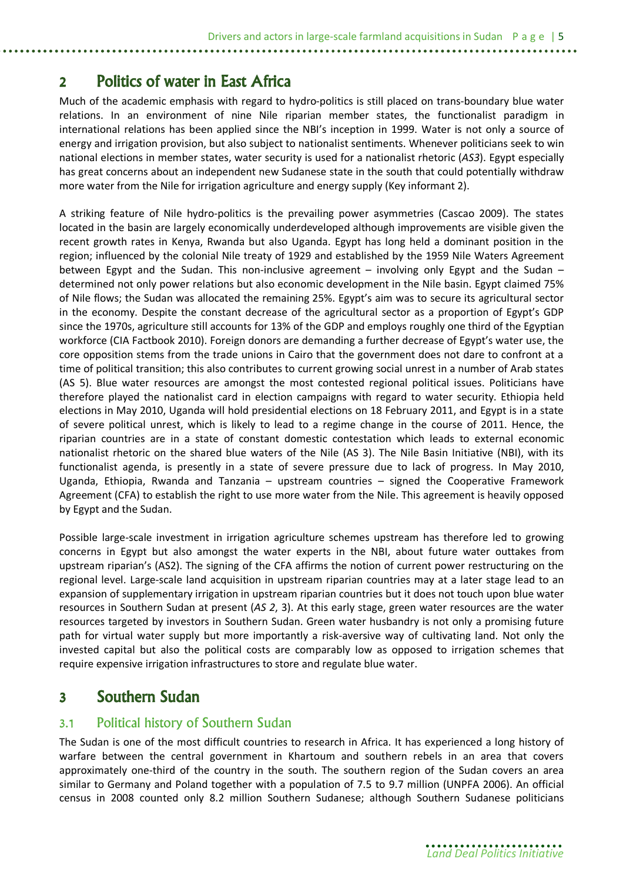## 2 Politics of water in East Africa

Much of the academic emphasis with regard to hydro-politics is still placed on trans-boundary blue water relations. In an environment of nine Nile riparian member states, the functionalist paradigm in international relations has been applied since the NBI's inception in 1999. Water is not only a source of energy and irrigation provision, but also subject to nationalist sentiments. Whenever politicians seek to win national elections in member states, water security is used for a nationalist rhetoric (*AS3*). Egypt especially has great concerns about an independent new Sudanese state in the south that could potentially withdraw more water from the Nile for irrigation agriculture and energy supply (Key informant 2).

A striking feature of Nile hydro-politics is the prevailing power asymmetries (Cascao 2009). The states located in the basin are largely economically underdeveloped although improvements are visible given the recent growth rates in Kenya, Rwanda but also Uganda. Egypt has long held a dominant position in the region; influenced by the colonial Nile treaty of 1929 and established by the 1959 Nile Waters Agreement between Egypt and the Sudan. This non-inclusive agreement – involving only Egypt and the Sudan – determined not only power relations but also economic development in the Nile basin. Egypt claimed 75% of Nile flows; the Sudan was allocated the remaining 25%. Egypt's aim was to secure its agricultural sector in the economy. Despite the constant decrease of the agricultural sector as a proportion of Egypt's GDP since the 1970s, agriculture still accounts for 13% of the GDP and employs roughly one third of the Egyptian workforce (CIA Factbook 2010). Foreign donors are demanding a further decrease of Egypt's water use, the core opposition stems from the trade unions in Cairo that the government does not dare to confront at a time of political transition; this also contributes to current growing social unrest in a number of Arab states (AS 5). Blue water resources are amongst the most contested regional political issues. Politicians have therefore played the nationalist card in election campaigns with regard to water security. Ethiopia held elections in May 2010, Uganda will hold presidential elections on 18 February 2011, and Egypt is in a state of severe political unrest, which is likely to lead to a regime change in the course of 2011. Hence, the riparian countries are in a state of constant domestic contestation which leads to external economic nationalist rhetoric on the shared blue waters of the Nile (AS 3). The Nile Basin Initiative (NBI), with its functionalist agenda, is presently in a state of severe pressure due to lack of progress. In May 2010, Uganda, Ethiopia, Rwanda and Tanzania – upstream countries – signed the Cooperative Framework Agreement (CFA) to establish the right to use more water from the Nile. This agreement is heavily opposed by Egypt and the Sudan.

Possible large-scale investment in irrigation agriculture schemes upstream has therefore led to growing concerns in Egypt but also amongst the water experts in the NBI, about future water outtakes from upstream riparian's (AS2). The signing of the CFA affirms the notion of current power restructuring on the regional level. Large-scale land acquisition in upstream riparian countries may at a later stage lead to an expansion of supplementary irrigation in upstream riparian countries but it does not touch upon blue water resources in Southern Sudan at present (*AS 2*, 3). At this early stage, green water resources are the water resources targeted by investors in Southern Sudan. Green water husbandry is not only a promising future path for virtual water supply but more importantly a risk-aversive way of cultivating land. Not only the invested capital but also the political costs are comparably low as opposed to irrigation schemes that require expensive irrigation infrastructures to store and regulate blue water.

## 3 Southern Sudan

### 3.1 Political history of Southern Sudan

The Sudan is one of the most difficult countries to research in Africa. It has experienced a long history of warfare between the central government in Khartoum and southern rebels in an area that covers approximately one-third of the country in the south. The southern region of the Sudan covers an area similar to Germany and Poland together with a population of 7.5 to 9.7 million (UNPFA 2006). An official census in 2008 counted only 8.2 million Southern Sudanese; although Southern Sudanese politicians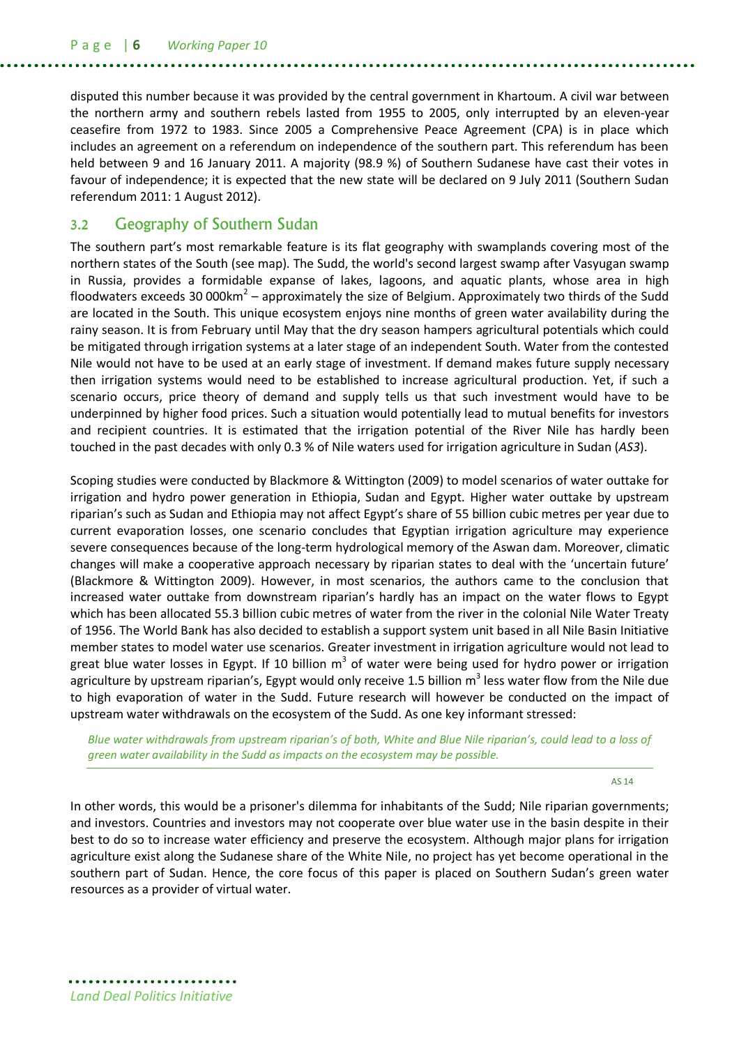disputed this number because it was provided by the central government in Khartoum. A civil war between the northern army and southern rebels lasted from 1955 to 2005, only interrupted by an eleven-year ceasefire from 1972 to 1983. Since 2005 a Comprehensive Peace Agreement (CPA) is in place which includes an agreement on a referendum on independence of the southern part. This referendum has been held between 9 and 16 January 2011. A majority (98.9 %) of Southern Sudanese have cast their votes in favour of independence; it is expected that the new state will be declared on 9 July 2011 (Southern Sudan referendum 2011: 1 August 2012).

## 3.2 Geography of Southern Sudan

The southern part's most remarkable feature is its flat geography with swamplands covering most of the northern states of the South (see map). The Sudd, the world's second largest swamp after Vasyugan swamp in Russia, provides a formidable expanse of lakes, lagoons, and aquatic plants, whose area in high floodwaters exceeds 30 000km$^2$ – approximately the size of Belgium. Approximately two thirds of the Sudd are located in the South. This unique ecosystem enjoys nine months of green water availability during the rainy season. It is from February until May that the dry season hampers agricultural potentials which could be mitigated through irrigation systems at a later stage of an independent South. Water from the contested Nile would not have to be used at an early stage of investment. If demand makes future supply necessary then irrigation systems would need to be established to increase agricultural production. Yet, if such a scenario occurs, price theory of demand and supply tells us that such investment would have to be underpinned by higher food prices. Such a situation would potentially lead to mutual benefits for investors and recipient countries. It is estimated that the irrigation potential of the River Nile has hardly been touched in the past decades with only 0.3 % of Nile waters used for irrigation agriculture in Sudan (*AS3*).

Scoping studies were conducted by Blackmore & Wittington (2009) to model scenarios of water outtake for irrigation and hydro power generation in Ethiopia, Sudan and Egypt. Higher water outtake by upstream riparian's such as Sudan and Ethiopia may not affect Egypt's share of 55 billion cubic metres per year due to current evaporation losses, one scenario concludes that Egyptian irrigation agriculture may experience severe consequences because of the long-term hydrological memory of the Aswan dam. Moreover, climatic changes will make a cooperative approach necessary by riparian states to deal with the 'uncertain future' (Blackmore & Wittington 2009). However, in most scenarios, the authors came to the conclusion that increased water outtake from downstream riparian's hardly has an impact on the water flows to Egypt which has been allocated 55.3 billion cubic metres of water from the river in the colonial Nile Water Treaty of 1956. The World Bank has also decided to establish a support system unit based in all Nile Basin Initiative member states to model water use scenarios. Greater investment in irrigation agriculture would not lead to great blue water losses in Egypt. If 10 billion m$^3$ of water were being used for hydro power or irrigation agriculture by upstream riparian's, Egypt would only receive 1.5 billion m$^3$ less water flow from the Nile due to high evaporation of water in the Sudd. Future research will however be conducted on the impact of upstream water withdrawals on the ecosystem of the Sudd. As one key informant stressed:

> *Blue water withdrawals from upstream riparian's of both, White and Blue Nile riparian's, could lead to a loss of green water availability in the Sudd as impacts on the ecosystem may be possible.*
>
> AS 14

In other words, this would be a prisoner's dilemma for inhabitants of the Sudd; Nile riparian governments; and investors. Countries and investors may not cooperate over blue water use in the basin despite in their best to do so to increase water efficiency and preserve the ecosystem. Although major plans for irrigation agriculture exist along the Sudanese share of the White Nile, no project has yet become operational in the southern part of Sudan. Hence, the core focus of this paper is placed on Southern Sudan's green water resources as a provider of virtual water.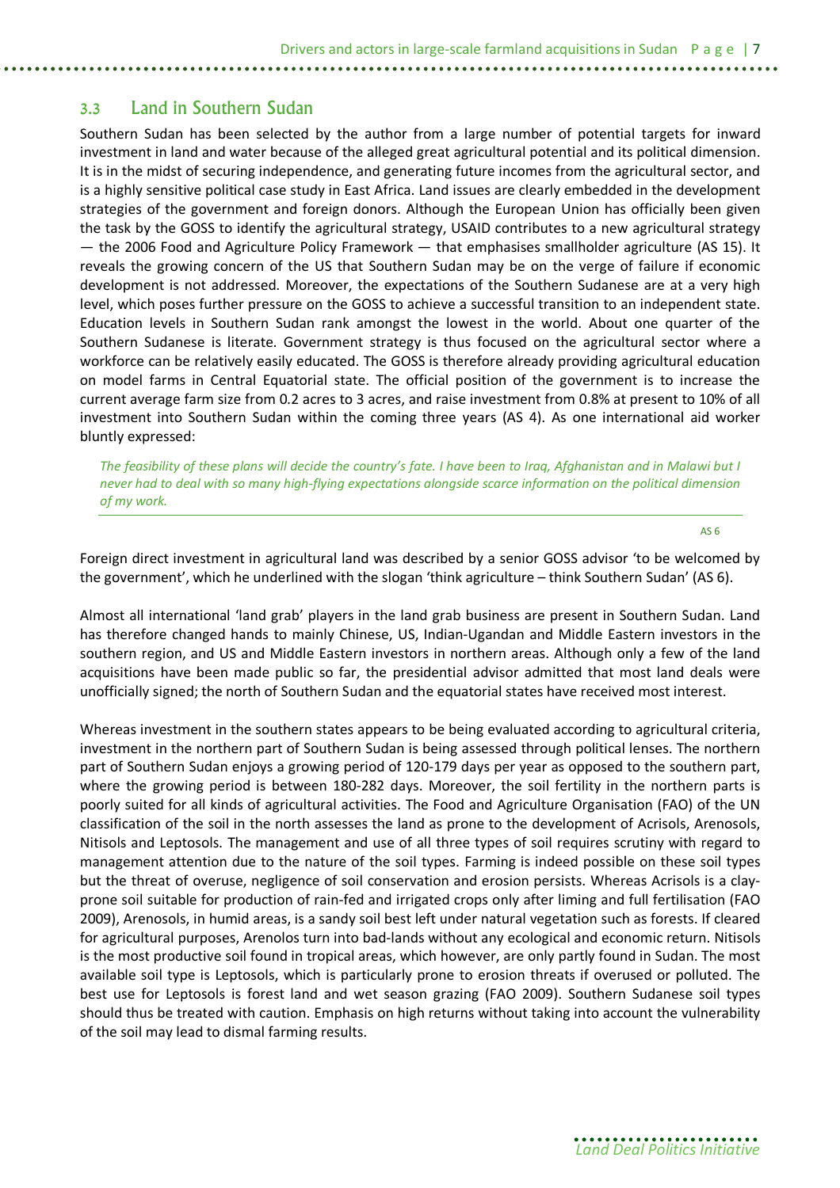## 3.3 Land in Southern Sudan

Southern Sudan has been selected by the author from a large number of potential targets for inward investment in land and water because of the alleged great agricultural potential and its political dimension. It is in the midst of securing independence, and generating future incomes from the agricultural sector, and is a highly sensitive political case study in East Africa. Land issues are clearly embedded in the development strategies of the government and foreign donors. Although the European Union has officially been given the task by the GOSS to identify the agricultural strategy, USAID contributes to a new agricultural strategy — the 2006 Food and Agriculture Policy Framework — that emphasises smallholder agriculture (AS 15). It reveals the growing concern of the US that Southern Sudan may be on the verge of failure if economic development is not addressed. Moreover, the expectations of the Southern Sudanese are at a very high level, which poses further pressure on the GOSS to achieve a successful transition to an independent state. Education levels in Southern Sudan rank amongst the lowest in the world. About one quarter of the Southern Sudanese is literate. Government strategy is thus focused on the agricultural sector where a workforce can be relatively easily educated. The GOSS is therefore already providing agricultural education on model farms in Central Equatorial state. The official position of the government is to increase the current average farm size from 0.2 acres to 3 acres, and raise investment from 0.8% at present to 10% of all investment into Southern Sudan within the coming three years (AS 4). As one international aid worker bluntly expressed:

> *The feasibility of these plans will decide the country's fate. I have been to Iraq, Afghanistan and in Malawi but I never had to deal with so many high-flying expectations alongside scarce information on the political dimension of my work.*
>
> AS 6

Foreign direct investment in agricultural land was described by a senior GOSS advisor 'to be welcomed by the government', which he underlined with the slogan 'think agriculture – think Southern Sudan' (AS 6).

Almost all international 'land grab' players in the land grab business are present in Southern Sudan. Land has therefore changed hands to mainly Chinese, US, Indian-Ugandan and Middle Eastern investors in the southern region, and US and Middle Eastern investors in northern areas. Although only a few of the land acquisitions have been made public so far, the presidential advisor admitted that most land deals were unofficially signed; the north of Southern Sudan and the equatorial states have received most interest.

Whereas investment in the southern states appears to be being evaluated according to agricultural criteria, investment in the northern part of Southern Sudan is being assessed through political lenses. The northern part of Southern Sudan enjoys a growing period of 120-179 days per year as opposed to the southern part, where the growing period is between 180-282 days. Moreover, the soil fertility in the northern parts is poorly suited for all kinds of agricultural activities. The Food and Agriculture Organisation (FAO) of the UN classification of the soil in the north assesses the land as prone to the development of Acrisols, Arenosols, Nitisols and Leptosols. The management and use of all three types of soil requires scrutiny with regard to management attention due to the nature of the soil types. Farming is indeed possible on these soil types but the threat of overuse, negligence of soil conservation and erosion persists. Whereas Acrisols is a clay-prone soil suitable for production of rain-fed and irrigated crops only after liming and full fertilisation (FAO 2009), Arenosols, in humid areas, is a sandy soil best left under natural vegetation such as forests. If cleared for agricultural purposes, Arenolos turn into bad-lands without any ecological and economic return. Nitisols is the most productive soil found in tropical areas, which however, are only partly found in Sudan. The most available soil type is Leptosols, which is particularly prone to erosion threats if overused or polluted. The best use for Leptosols is forest land and wet season grazing (FAO 2009). Southern Sudanese soil types should thus be treated with caution. Emphasis on high returns without taking into account the vulnerability of the soil may lead to dismal farming results.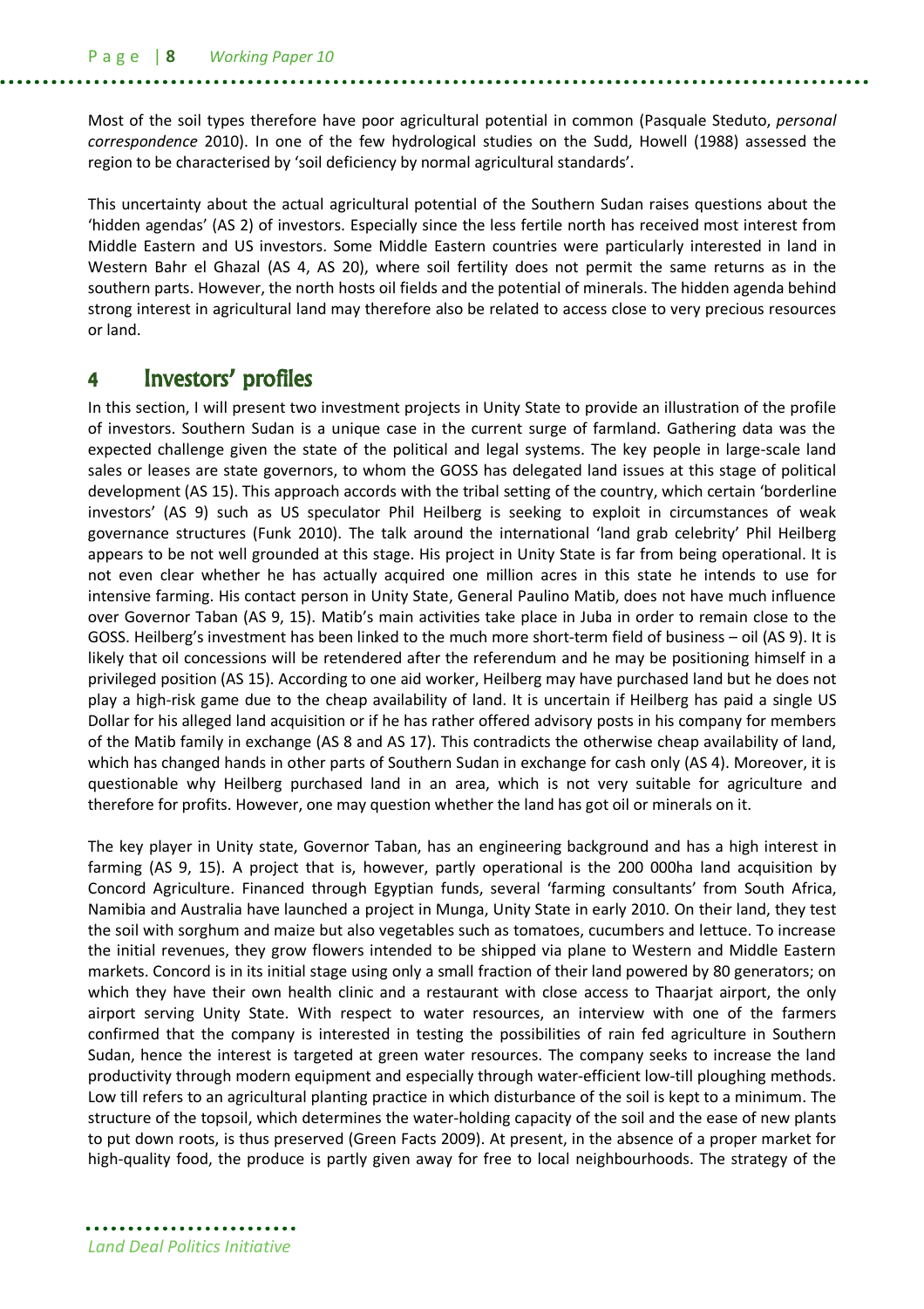Most of the soil types therefore have poor agricultural potential in common (Pasquale Steduto, *personal correspondence* 2010). In one of the few hydrological studies on the Sudd, Howell (1988) assessed the region to be characterised by 'soil deficiency by normal agricultural standards'.

This uncertainty about the actual agricultural potential of the Southern Sudan raises questions about the 'hidden agendas' (AS 2) of investors. Especially since the less fertile north has received most interest from Middle Eastern and US investors. Some Middle Eastern countries were particularly interested in land in Western Bahr el Ghazal (AS 4, AS 20), where soil fertility does not permit the same returns as in the southern parts. However, the north hosts oil fields and the potential of minerals. The hidden agenda behind strong interest in agricultural land may therefore also be related to access close to very precious resources or land.

## 4 Investors' profiles

In this section, I will present two investment projects in Unity State to provide an illustration of the profile of investors. Southern Sudan is a unique case in the current surge of farmland. Gathering data was the expected challenge given the state of the political and legal systems. The key people in large-scale land sales or leases are state governors, to whom the GOSS has delegated land issues at this stage of political development (AS 15). This approach accords with the tribal setting of the country, which certain 'borderline investors' (AS 9) such as US speculator Phil Heilberg is seeking to exploit in circumstances of weak governance structures (Funk 2010). The talk around the international 'land grab celebrity' Phil Heilberg appears to be not well grounded at this stage. His project in Unity State is far from being operational. It is not even clear whether he has actually acquired one million acres in this state he intends to use for intensive farming. His contact person in Unity State, General Paulino Matib, does not have much influence over Governor Taban (AS 9, 15). Matib's main activities take place in Juba in order to remain close to the GOSS. Heilberg's investment has been linked to the much more short-term field of business – oil (AS 9). It is likely that oil concessions will be retendered after the referendum and he may be positioning himself in a privileged position (AS 15). According to one aid worker, Heilberg may have purchased land but he does not play a high-risk game due to the cheap availability of land. It is uncertain if Heilberg has paid a single US Dollar for his alleged land acquisition or if he has rather offered advisory posts in his company for members of the Matib family in exchange (AS 8 and AS 17). This contradicts the otherwise cheap availability of land, which has changed hands in other parts of Southern Sudan in exchange for cash only (AS 4). Moreover, it is questionable why Heilberg purchased land in an area, which is not very suitable for agriculture and therefore for profits. However, one may question whether the land has got oil or minerals on it.

The key player in Unity state, Governor Taban, has an engineering background and has a high interest in farming (AS 9, 15). A project that is, however, partly operational is the 200 000ha land acquisition by Concord Agriculture. Financed through Egyptian funds, several 'farming consultants' from South Africa, Namibia and Australia have launched a project in Munga, Unity State in early 2010. On their land, they test the soil with sorghum and maize but also vegetables such as tomatoes, cucumbers and lettuce. To increase the initial revenues, they grow flowers intended to be shipped via plane to Western and Middle Eastern markets. Concord is in its initial stage using only a small fraction of their land powered by 80 generators; on which they have their own health clinic and a restaurant with close access to Thaarjat airport, the only airport serving Unity State. With respect to water resources, an interview with one of the farmers confirmed that the company is interested in testing the possibilities of rain fed agriculture in Southern Sudan, hence the interest is targeted at green water resources. The company seeks to increase the land productivity through modern equipment and especially through water-efficient low-till ploughing methods. Low till refers to an agricultural planting practice in which disturbance of the soil is kept to a minimum. The structure of the topsoil, which determines the water-holding capacity of the soil and the ease of new plants to put down roots, is thus preserved (Green Facts 2009). At present, in the absence of a proper market for high-quality food, the produce is partly given away for free to local neighbourhoods. The strategy of the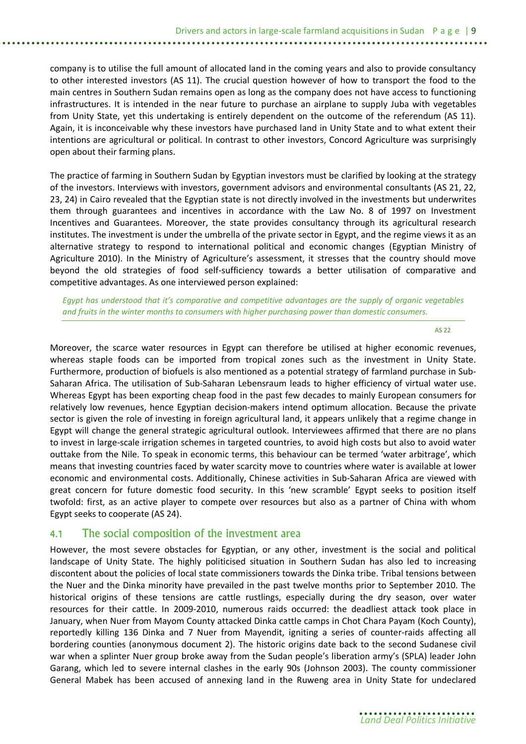company is to utilise the full amount of allocated land in the coming years and also to provide consultancy to other interested investors (AS 11). The crucial question however of how to transport the food to the main centres in Southern Sudan remains open as long as the company does not have access to functioning infrastructures. It is intended in the near future to purchase an airplane to supply Juba with vegetables from Unity State, yet this undertaking is entirely dependent on the outcome of the referendum (AS 11). Again, it is inconceivable why these investors have purchased land in Unity State and to what extent their intentions are agricultural or political. In contrast to other investors, Concord Agriculture was surprisingly open about their farming plans.

The practice of farming in Southern Sudan by Egyptian investors must be clarified by looking at the strategy of the investors. Interviews with investors, government advisors and environmental consultants (AS 21, 22, 23, 24) in Cairo revealed that the Egyptian state is not directly involved in the investments but underwrites them through guarantees and incentives in accordance with the Law No. 8 of 1997 on Investment Incentives and Guarantees. Moreover, the state provides consultancy through its agricultural research institutes. The investment is under the umbrella of the private sector in Egypt, and the regime views it as an alternative strategy to respond to international political and economic changes (Egyptian Ministry of Agriculture 2010). In the Ministry of Agriculture's assessment, it stresses that the country should move beyond the old strategies of food self-sufficiency towards a better utilisation of comparative and competitive advantages. As one interviewed person explained:

> *Egypt has understood that it's comparative and competitive advantages are the supply of organic vegetables and fruits in the winter months to consumers with higher purchasing power than domestic consumers.*
>
> AS 22

Moreover, the scarce water resources in Egypt can therefore be utilised at higher economic revenues, whereas staple foods can be imported from tropical zones such as the investment in Unity State. Furthermore, production of biofuels is also mentioned as a potential strategy of farmland purchase in Sub-Saharan Africa. The utilisation of Sub-Saharan Lebensraum leads to higher efficiency of virtual water use. Whereas Egypt has been exporting cheap food in the past few decades to mainly European consumers for relatively low revenues, hence Egyptian decision-makers intend optimum allocation. Because the private sector is given the role of investing in foreign agricultural land, it appears unlikely that a regime change in Egypt will change the general strategic agricultural outlook. Interviewees affirmed that there are no plans to invest in large-scale irrigation schemes in targeted countries, to avoid high costs but also to avoid water outtake from the Nile. To speak in economic terms, this behaviour can be termed 'water arbitrage', which means that investing countries faced by water scarcity move to countries where water is available at lower economic and environmental costs. Additionally, Chinese activities in Sub-Saharan Africa are viewed with great concern for future domestic food security. In this 'new scramble' Egypt seeks to position itself twofold: first, as an active player to compete over resources but also as a partner of China with whom Egypt seeks to cooperate (AS 24).

## 4.1 The social composition of the investment area

However, the most severe obstacles for Egyptian, or any other, investment is the social and political landscape of Unity State. The highly politicised situation in Southern Sudan has also led to increasing discontent about the policies of local state commissioners towards the Dinka tribe. Tribal tensions between the Nuer and the Dinka minority have prevailed in the past twelve months prior to September 2010. The historical origins of these tensions are cattle rustlings, especially during the dry season, over water resources for their cattle. In 2009-2010, numerous raids occurred: the deadliest attack took place in January, when Nuer from Mayom County attacked Dinka cattle camps in Chot Chara Payam (Koch County), reportedly killing 136 Dinka and 7 Nuer from Mayendit, igniting a series of counter-raids affecting all bordering counties (anonymous document 2). The historic origins date back to the second Sudanese civil war when a splinter Nuer group broke away from the Sudan people's liberation army's (SPLA) leader John Garang, which led to severe internal clashes in the early 90s (Johnson 2003). The county commissioner General Mabek has been accused of annexing land in the Ruweng area in Unity State for undeclared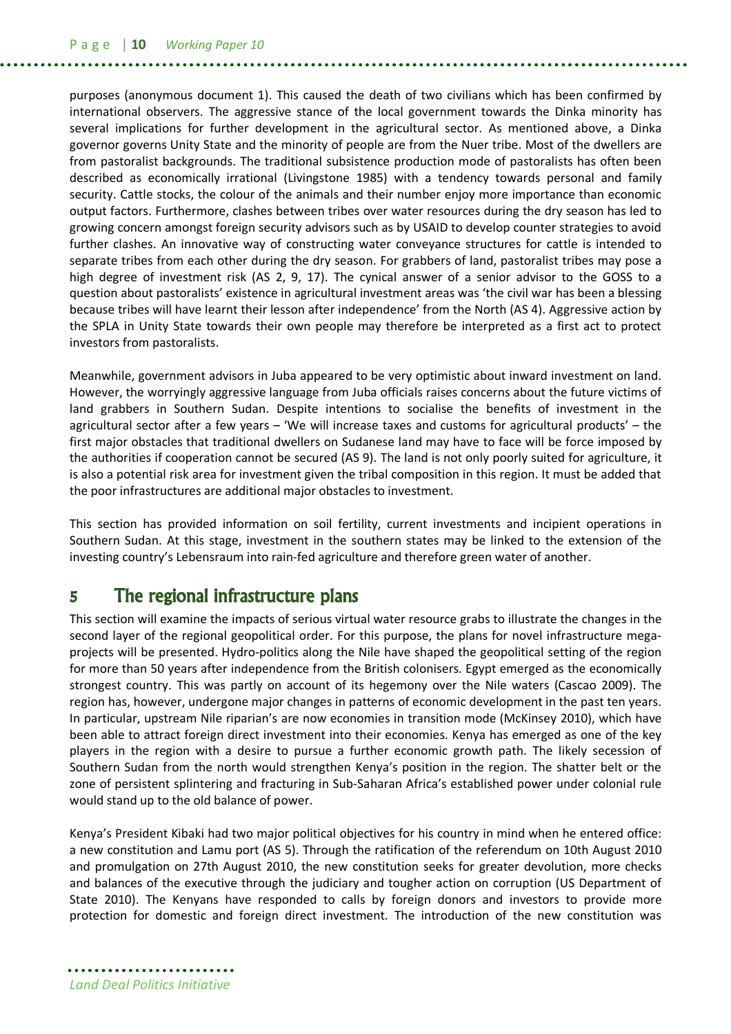purposes (anonymous document 1). This caused the death of two civilians which has been confirmed by international observers. The aggressive stance of the local government towards the Dinka minority has several implications for further development in the agricultural sector. As mentioned above, a Dinka governor governs Unity State and the minority of people are from the Nuer tribe. Most of the dwellers are from pastoralist backgrounds. The traditional subsistence production mode of pastoralists has often been described as economically irrational (Livingstone 1985) with a tendency towards personal and family security. Cattle stocks, the colour of the animals and their number enjoy more importance than economic output factors. Furthermore, clashes between tribes over water resources during the dry season has led to growing concern amongst foreign security advisors such as by USAID to develop counter strategies to avoid further clashes. An innovative way of constructing water conveyance structures for cattle is intended to separate tribes from each other during the dry season. For grabbers of land, pastoralist tribes may pose a high degree of investment risk (AS 2, 9, 17). The cynical answer of a senior advisor to the GOSS to a question about pastoralists' existence in agricultural investment areas was 'the civil war has been a blessing because tribes will have learnt their lesson after independence' from the North (AS 4). Aggressive action by the SPLA in Unity State towards their own people may therefore be interpreted as a first act to protect investors from pastoralists.

Meanwhile, government advisors in Juba appeared to be very optimistic about inward investment on land. However, the worryingly aggressive language from Juba officials raises concerns about the future victims of land grabbers in Southern Sudan. Despite intentions to socialise the benefits of investment in the agricultural sector after a few years – 'We will increase taxes and customs for agricultural products' – the first major obstacles that traditional dwellers on Sudanese land may have to face will be force imposed by the authorities if cooperation cannot be secured (AS 9). The land is not only poorly suited for agriculture, it is also a potential risk area for investment given the tribal composition in this region. It must be added that the poor infrastructures are additional major obstacles to investment.

This section has provided information on soil fertility, current investments and incipient operations in Southern Sudan. At this stage, investment in the southern states may be linked to the extension of the investing country's Lebensraum into rain-fed agriculture and therefore green water of another.

# 5 The regional infrastructure plans

This section will examine the impacts of serious virtual water resource grabs to illustrate the changes in the second layer of the regional geopolitical order. For this purpose, the plans for novel infrastructure mega-projects will be presented. Hydro-politics along the Nile have shaped the geopolitical setting of the region for more than 50 years after independence from the British colonisers. Egypt emerged as the economically strongest country. This was partly on account of its hegemony over the Nile waters (Cascao 2009). The region has, however, undergone major changes in patterns of economic development in the past ten years. In particular, upstream Nile riparian's are now economies in transition mode (McKinsey 2010), which have been able to attract foreign direct investment into their economies. Kenya has emerged as one of the key players in the region with a desire to pursue a further economic growth path. The likely secession of Southern Sudan from the north would strengthen Kenya's position in the region. The shatter belt or the zone of persistent splintering and fracturing in Sub-Saharan Africa's established power under colonial rule would stand up to the old balance of power.

Kenya's President Kibaki had two major political objectives for his country in mind when he entered office: a new constitution and Lamu port (AS 5). Through the ratification of the referendum on 10th August 2010 and promulgation on 27th August 2010, the new constitution seeks for greater devolution, more checks and balances of the executive through the judiciary and tougher action on corruption (US Department of State 2010). The Kenyans have responded to calls by foreign donors and investors to provide more protection for domestic and foreign direct investment. The introduction of the new constitution was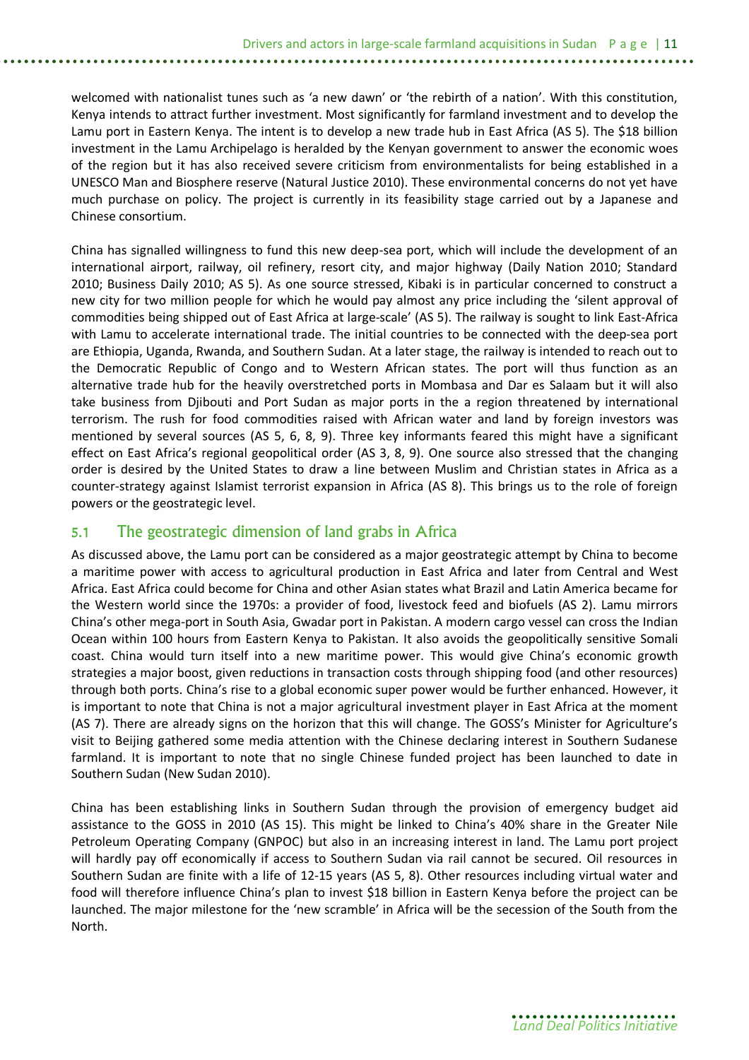welcomed with nationalist tunes such as 'a new dawn' or 'the rebirth of a nation'. With this constitution, Kenya intends to attract further investment. Most significantly for farmland investment and to develop the Lamu port in Eastern Kenya. The intent is to develop a new trade hub in East Africa (AS 5). The $18 billion investment in the Lamu Archipelago is heralded by the Kenyan government to answer the economic woes of the region but it has also received severe criticism from environmentalists for being established in a UNESCO Man and Biosphere reserve (Natural Justice 2010). These environmental concerns do not yet have much purchase on policy. The project is currently in its feasibility stage carried out by a Japanese and Chinese consortium.

China has signalled willingness to fund this new deep-sea port, which will include the development of an international airport, railway, oil refinery, resort city, and major highway (Daily Nation 2010; Standard 2010; Business Daily 2010; AS 5). As one source stressed, Kibaki is in particular concerned to construct a new city for two million people for which he would pay almost any price including the 'silent approval of commodities being shipped out of East Africa at large-scale' (AS 5). The railway is sought to link East-Africa with Lamu to accelerate international trade. The initial countries to be connected with the deep-sea port are Ethiopia, Uganda, Rwanda, and Southern Sudan. At a later stage, the railway is intended to reach out to the Democratic Republic of Congo and to Western African states. The port will thus function as an alternative trade hub for the heavily overstretched ports in Mombasa and Dar es Salaam but it will also take business from Djibouti and Port Sudan as major ports in the a region threatened by international terrorism. The rush for food commodities raised with African water and land by foreign investors was mentioned by several sources (AS 5, 6, 8, 9). Three key informants feared this might have a significant effect on East Africa's regional geopolitical order (AS 3, 8, 9). One source also stressed that the changing order is desired by the United States to draw a line between Muslim and Christian states in Africa as a counter-strategy against Islamist terrorist expansion in Africa (AS 8). This brings us to the role of foreign powers or the geostrategic level.

## 5.1 The geostrategic dimension of land grabs in Africa

As discussed above, the Lamu port can be considered as a major geostrategic attempt by China to become a maritime power with access to agricultural production in East Africa and later from Central and West Africa. East Africa could become for China and other Asian states what Brazil and Latin America became for the Western world since the 1970s: a provider of food, livestock feed and biofuels (AS 2). Lamu mirrors China's other mega-port in South Asia, Gwadar port in Pakistan. A modern cargo vessel can cross the Indian Ocean within 100 hours from Eastern Kenya to Pakistan. It also avoids the geopolitically sensitive Somali coast. China would turn itself into a new maritime power. This would give China's economic growth strategies a major boost, given reductions in transaction costs through shipping food (and other resources) through both ports. China's rise to a global economic super power would be further enhanced. However, it is important to note that China is not a major agricultural investment player in East Africa at the moment (AS 7). There are already signs on the horizon that this will change. The GOSS's Minister for Agriculture's visit to Beijing gathered some media attention with the Chinese declaring interest in Southern Sudanese farmland. It is important to note that no single Chinese funded project has been launched to date in Southern Sudan (New Sudan 2010).

China has been establishing links in Southern Sudan through the provision of emergency budget aid assistance to the GOSS in 2010 (AS 15). This might be linked to China's 40% share in the Greater Nile Petroleum Operating Company (GNPOC) but also in an increasing interest in land. The Lamu port project will hardly pay off economically if access to Southern Sudan via rail cannot be secured. Oil resources in Southern Sudan are finite with a life of 12-15 years (AS 5, 8). Other resources including virtual water and food will therefore influence China's plan to invest $18 billion in Eastern Kenya before the project can be launched. The major milestone for the 'new scramble' in Africa will be the secession of the South from the North.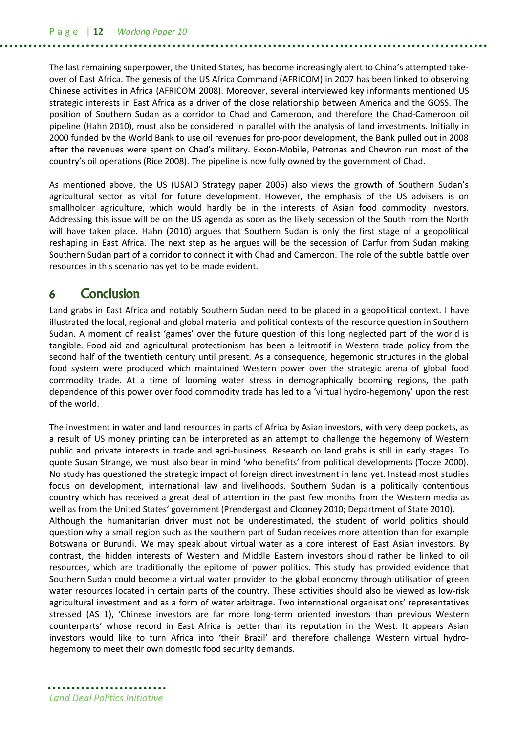The last remaining superpower, the United States, has become increasingly alert to China's attempted take-over of East Africa. The genesis of the US Africa Command (AFRICOM) in 2007 has been linked to observing Chinese activities in Africa (AFRICOM 2008). Moreover, several interviewed key informants mentioned US strategic interests in East Africa as a driver of the close relationship between America and the GOSS. The position of Southern Sudan as a corridor to Chad and Cameroon, and therefore the Chad-Cameroon oil pipeline (Hahn 2010), must also be considered in parallel with the analysis of land investments. Initially in 2000 funded by the World Bank to use oil revenues for pro-poor development, the Bank pulled out in 2008 after the revenues were spent on Chad's military. Exxon-Mobile, Petronas and Chevron run most of the country's oil operations (Rice 2008). The pipeline is now fully owned by the government of Chad.

As mentioned above, the US (USAID Strategy paper 2005) also views the growth of Southern Sudan's agricultural sector as vital for future development. However, the emphasis of the US advisers is on smallholder agriculture, which would hardly be in the interests of Asian food commodity investors. Addressing this issue will be on the US agenda as soon as the likely secession of the South from the North will have taken place. Hahn (2010) argues that Southern Sudan is only the first stage of a geopolitical reshaping in East Africa. The next step as he argues will be the secession of Darfur from Sudan making Southern Sudan part of a corridor to connect it with Chad and Cameroon. The role of the subtle battle over resources in this scenario has yet to be made evident.

# 6 Conclusion

Land grabs in East Africa and notably Southern Sudan need to be placed in a geopolitical context. I have illustrated the local, regional and global material and political contexts of the resource question in Southern Sudan. A moment of realist 'games' over the future question of this long neglected part of the world is tangible. Food aid and agricultural protectionism has been a leitmotif in Western trade policy from the second half of the twentieth century until present. As a consequence, hegemonic structures in the global food system were produced which maintained Western power over the strategic arena of global food commodity trade. At a time of looming water stress in demographically booming regions, the path dependence of this power over food commodity trade has led to a 'virtual hydro-hegemony' upon the rest of the world.

The investment in water and land resources in parts of Africa by Asian investors, with very deep pockets, as a result of US money printing can be interpreted as an attempt to challenge the hegemony of Western public and private interests in trade and agri-business. Research on land grabs is still in early stages. To quote Susan Strange, we must also bear in mind 'who benefits' from political developments (Tooze 2000). No study has questioned the strategic impact of foreign direct investment in land yet. Instead most studies focus on development, international law and livelihoods. Southern Sudan is a politically contentious country which has received a great deal of attention in the past few months from the Western media as well as from the United States' government (Prendergast and Clooney 2010; Department of State 2010).

Although the humanitarian driver must not be underestimated, the student of world politics should question why a small region such as the southern part of Sudan receives more attention than for example Botswana or Burundi. We may speak about virtual water as a core interest of East Asian investors. By contrast, the hidden interests of Western and Middle Eastern investors should rather be linked to oil resources, which are traditionally the epitome of power politics. This study has provided evidence that Southern Sudan could become a virtual water provider to the global economy through utilisation of green water resources located in certain parts of the country. These activities should also be viewed as low-risk agricultural investment and as a form of water arbitrage. Two international organisations' representatives stressed (AS 1), 'Chinese investors are far more long-term oriented investors than previous Western counterparts' whose record in East Africa is better than its reputation in the West. It appears Asian investors would like to turn Africa into 'their Brazil' and therefore challenge Western virtual hydro-hegemony to meet their own domestic food security demands.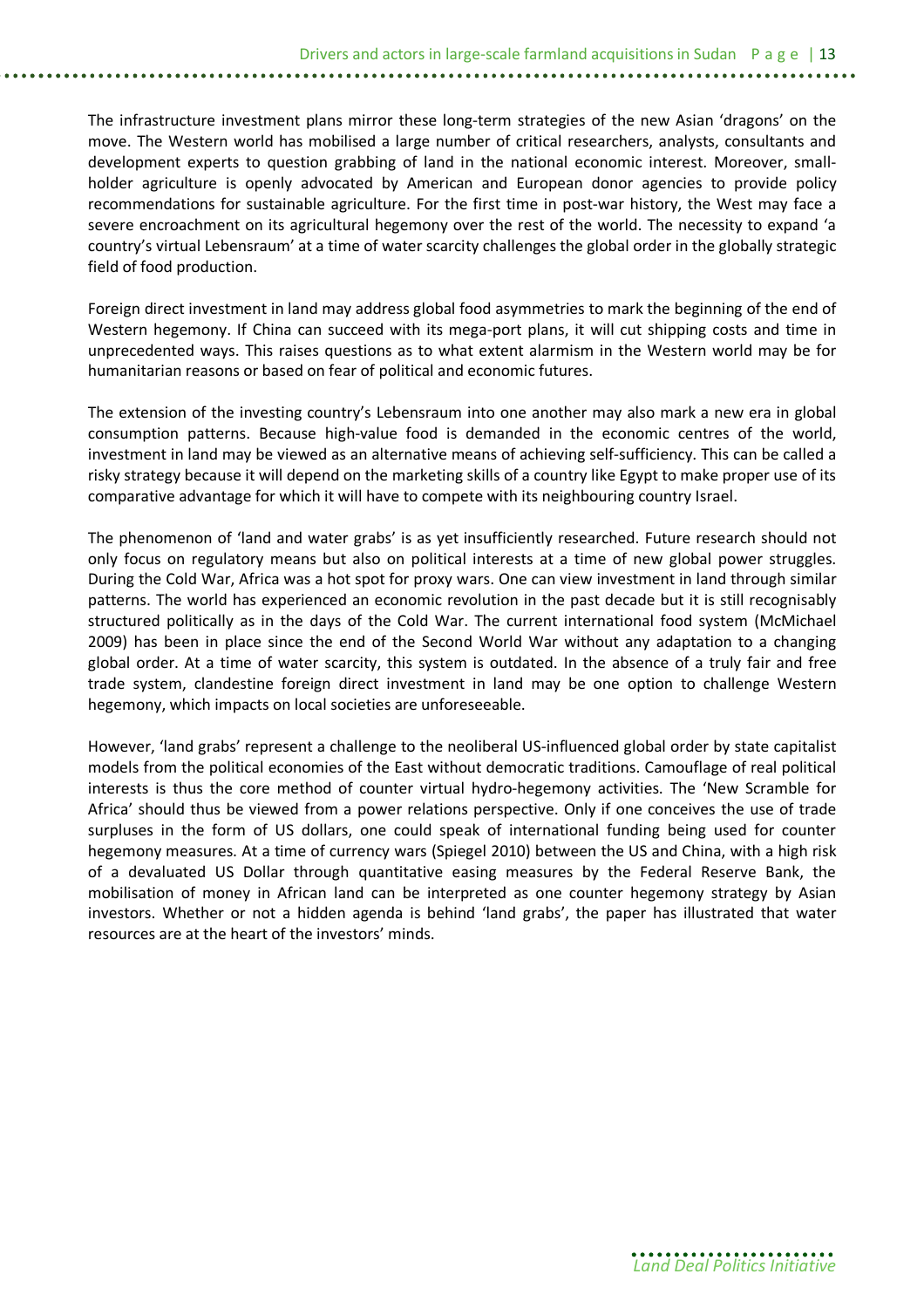The infrastructure investment plans mirror these long-term strategies of the new Asian 'dragons' on the move. The Western world has mobilised a large number of critical researchers, analysts, consultants and development experts to question grabbing of land in the national economic interest. Moreover, small-holder agriculture is openly advocated by American and European donor agencies to provide policy recommendations for sustainable agriculture. For the first time in post-war history, the West may face a severe encroachment on its agricultural hegemony over the rest of the world. The necessity to expand 'a country's virtual Lebensraum' at a time of water scarcity challenges the global order in the globally strategic field of food production.

Foreign direct investment in land may address global food asymmetries to mark the beginning of the end of Western hegemony. If China can succeed with its mega-port plans, it will cut shipping costs and time in unprecedented ways. This raises questions as to what extent alarmism in the Western world may be for humanitarian reasons or based on fear of political and economic futures.

The extension of the investing country's Lebensraum into one another may also mark a new era in global consumption patterns. Because high-value food is demanded in the economic centres of the world, investment in land may be viewed as an alternative means of achieving self-sufficiency. This can be called a risky strategy because it will depend on the marketing skills of a country like Egypt to make proper use of its comparative advantage for which it will have to compete with its neighbouring country Israel.

The phenomenon of 'land and water grabs' is as yet insufficiently researched. Future research should not only focus on regulatory means but also on political interests at a time of new global power struggles. During the Cold War, Africa was a hot spot for proxy wars. One can view investment in land through similar patterns. The world has experienced an economic revolution in the past decade but it is still recognisably structured politically as in the days of the Cold War. The current international food system (McMichael 2009) has been in place since the end of the Second World War without any adaptation to a changing global order. At a time of water scarcity, this system is outdated. In the absence of a truly fair and free trade system, clandestine foreign direct investment in land may be one option to challenge Western hegemony, which impacts on local societies are unforeseeable.

However, 'land grabs' represent a challenge to the neoliberal US-influenced global order by state capitalist models from the political economies of the East without democratic traditions. Camouflage of real political interests is thus the core method of counter virtual hydro-hegemony activities. The 'New Scramble for Africa' should thus be viewed from a power relations perspective. Only if one conceives the use of trade surpluses in the form of US dollars, one could speak of international funding being used for counter hegemony measures. At a time of currency wars (Spiegel 2010) between the US and China, with a high risk of a devaluated US Dollar through quantitative easing measures by the Federal Reserve Bank, the mobilisation of money in African land can be interpreted as one counter hegemony strategy by Asian investors. Whether or not a hidden agenda is behind 'land grabs', the paper has illustrated that water resources are at the heart of the investors' minds.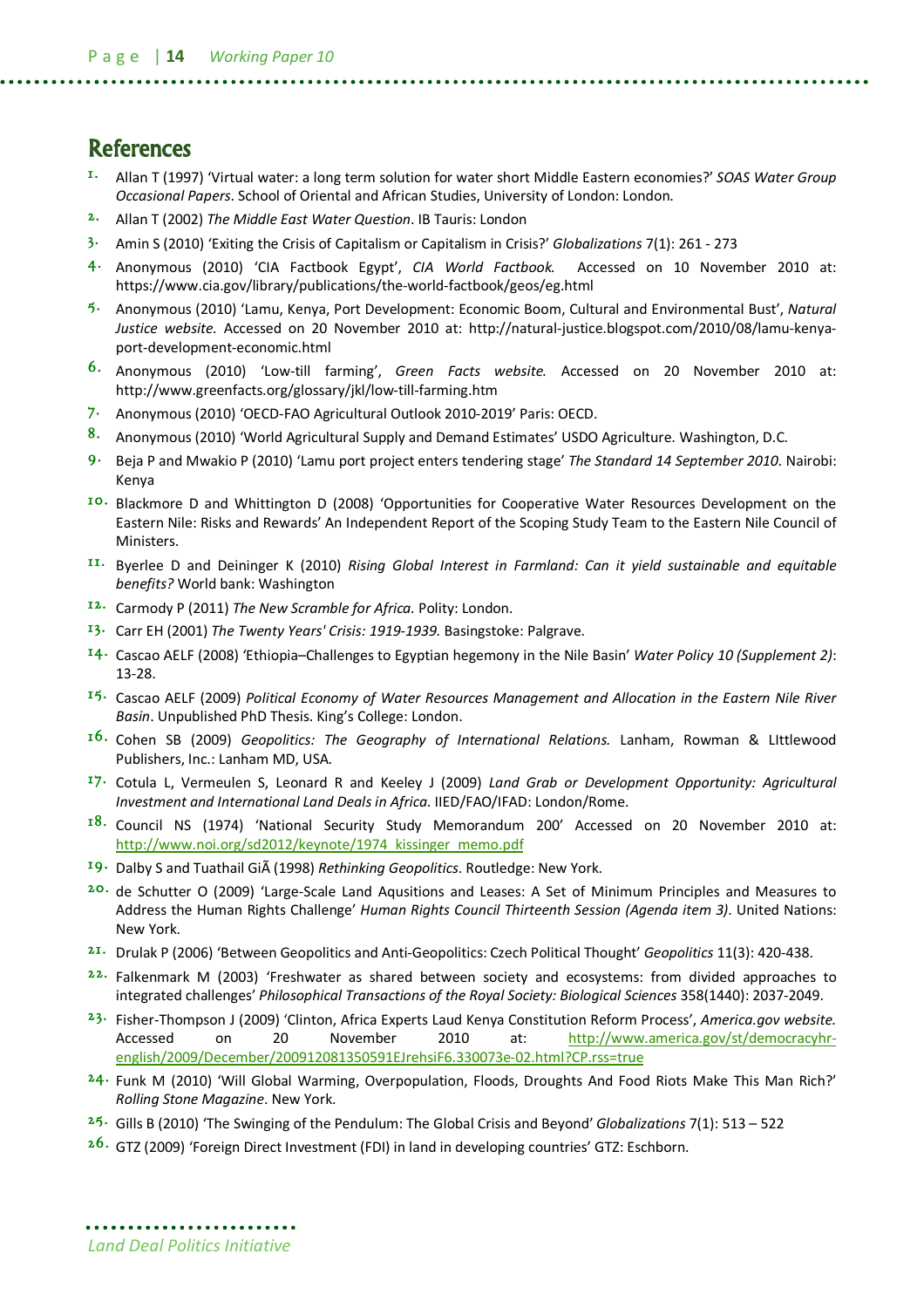## References

1. Allan T (1997) 'Virtual water: a long term solution for water short Middle Eastern economies?' *SOAS Water Group Occasional Papers*. School of Oriental and African Studies, University of London: London.
2. Allan T (2002) *The Middle East Water Question*. IB Tauris: London
3. Amin S (2010) 'Exiting the Crisis of Capitalism or Capitalism in Crisis?' *Globalizations* 7(1): 261 - 273
4. Anonymous (2010) 'CIA Factbook Egypt', *CIA World Factbook.* Accessed on 10 November 2010 at: https://www.cia.gov/library/publications/the-world-factbook/geos/eg.html
5. Anonymous (2010) 'Lamu, Kenya, Port Development: Economic Boom, Cultural and Environmental Bust', *Natural Justice website.* Accessed on 20 November 2010 at: http://natural-justice.blogspot.com/2010/08/lamu-kenya-port-development-economic.html
6. Anonymous (2010) 'Low-till farming', *Green Facts website.* Accessed on 20 November 2010 at: http://www.greenfacts.org/glossary/jkl/low-till-farming.htm
7. Anonymous (2010) 'OECD-FAO Agricultural Outlook 2010-2019' Paris: OECD.
8. Anonymous (2010) 'World Agricultural Supply and Demand Estimates' USDO Agriculture. Washington, D.C.
9. Beja P and Mwakio P (2010) 'Lamu port project enters tendering stage' *The Standard 14 September 2010.* Nairobi: Kenya
10. Blackmore D and Whittington D (2008) 'Opportunities for Cooperative Water Resources Development on the Eastern Nile: Risks and Rewards' An Independent Report of the Scoping Study Team to the Eastern Nile Council of Ministers.
11. Byerlee D and Deininger K (2010) *Rising Global Interest in Farmland: Can it yield sustainable and equitable benefits?* World bank: Washington
12. Carmody P (2011) *The New Scramble for Africa.* Polity: London.
13. Carr EH (2001) *The Twenty Years' Crisis: 1919-1939.* Basingstoke: Palgrave.
14. Cascao AELF (2008) 'Ethiopia–Challenges to Egyptian hegemony in the Nile Basin' *Water Policy 10 (Supplement 2)*: 13-28.
15. Cascao AELF (2009) *Political Economy of Water Resources Management and Allocation in the Eastern Nile River Basin*. Unpublished PhD Thesis. King's College: London.
16. Cohen SB (2009) *Geopolitics: The Geography of International Relations.* Lanham, Rowman & LIttlewood Publishers, Inc.: Lanham MD, USA.
17. Cotula L, Vermeulen S, Leonard R and Keeley J (2009) *Land Grab or Development Opportunity: Agricultural Investment and International Land Deals in Africa.* IIED/FAO/IFAD: London/Rome.
18. Council NS (1974) 'National Security Study Memorandum 200' Accessed on 20 November 2010 at: http://www.noi.org/sd2012/keynote/1974_kissinger_memo.pdf
19. Dalby S and Tuathail GiÃ (1998) *Rethinking Geopolitics*. Routledge: New York.
20. de Schutter O (2009) 'Large-Scale Land Aqusitions and Leases: A Set of Minimum Principles and Measures to Address the Human Rights Challenge' *Human Rights Council Thirteenth Session (Agenda item 3)*. United Nations: New York.
21. Drulak P (2006) 'Between Geopolitics and Anti-Geopolitics: Czech Political Thought' *Geopolitics* 11(3): 420-438.
22. Falkenmark M (2003) 'Freshwater as shared between society and ecosystems: from divided approaches to integrated challenges' *Philosophical Transactions of the Royal Society: Biological Sciences* 358(1440): 2037-2049.
23. Fisher-Thompson J (2009) 'Clinton, Africa Experts Laud Kenya Constitution Reform Process', *America.gov website.* Accessed on 20 November 2010 at: http://www.america.gov/st/democracyhr-english/2009/December/200912081350591EJrehsiF6.330073e-02.html?CP.rss=true
24. Funk M (2010) 'Will Global Warming, Overpopulation, Floods, Droughts And Food Riots Make This Man Rich?' *Rolling Stone Magazine*. New York.
25. Gills B (2010) 'The Swinging of the Pendulum: The Global Crisis and Beyond' *Globalizations* 7(1): 513 – 522
26. GTZ (2009) 'Foreign Direct Investment (FDI) in land in developing countries' GTZ: Eschborn.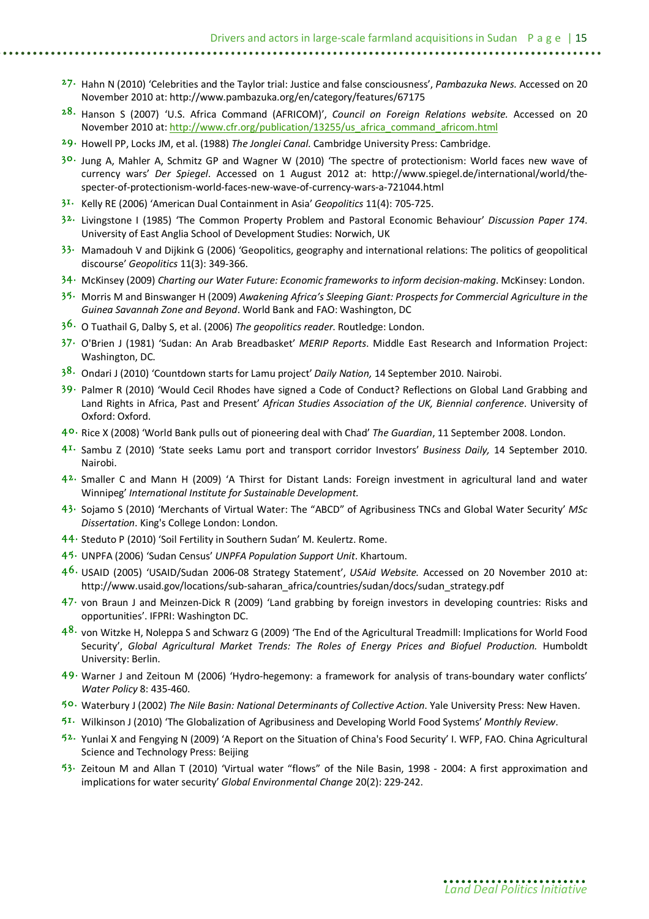27. Hahn N (2010) 'Celebrities and the Taylor trial: Justice and false consciousness', *Pambazuka News.* Accessed on 20 November 2010 at: http://www.pambazuka.org/en/category/features/67175
28. Hanson S (2007) 'U.S. Africa Command (AFRICOM)', *Council on Foreign Relations website.* Accessed on 20 November 2010 at: http://www.cfr.org/publication/13255/us_africa_command_africom.html
29. Howell PP, Locks JM, et al. (1988) *The Jonglei Canal.* Cambridge University Press: Cambridge.
30. Jung A, Mahler A, Schmitz GP and Wagner W (2010) 'The spectre of protectionism: World faces new wave of currency wars' *Der Spiegel*. Accessed on 1 August 2012 at: http://www.spiegel.de/international/world/the-specter-of-protectionism-world-faces-new-wave-of-currency-wars-a-721044.html
31. Kelly RE (2006) 'American Dual Containment in Asia' *Geopolitics* 11(4): 705-725.
32. Livingstone I (1985) 'The Common Property Problem and Pastoral Economic Behaviour' *Discussion Paper 174.* University of East Anglia School of Development Studies: Norwich, UK
33. Mamadouh V and Dijkink G (2006) 'Geopolitics, geography and international relations: The politics of geopolitical discourse' *Geopolitics* 11(3): 349-366.
34. McKinsey (2009) *Charting our Water Future: Economic frameworks to inform decision-making*. McKinsey: London.
35. Morris M and Binswanger H (2009) *Awakening Africa's Sleeping Giant: Prospects for Commercial Agriculture in the Guinea Savannah Zone and Beyond*. World Bank and FAO: Washington, DC
36. O Tuathail G, Dalby S, et al. (2006) *The geopolitics reader.* Routledge: London.
37. O'Brien J (1981) 'Sudan: An Arab Breadbasket' *MERIP Reports*. Middle East Research and Information Project: Washington, DC.
38. Ondari J (2010) 'Countdown starts for Lamu project' *Daily Nation,* 14 September 2010. Nairobi.
39. Palmer R (2010) 'Would Cecil Rhodes have signed a Code of Conduct? Reflections on Global Land Grabbing and Land Rights in Africa, Past and Present' *African Studies Association of the UK, Biennial conference*. University of Oxford: Oxford.
40. Rice X (2008) 'World Bank pulls out of pioneering deal with Chad' *The Guardian*, 11 September 2008. London.
41. Sambu Z (2010) 'State seeks Lamu port and transport corridor Investors' *Business Daily,* 14 September 2010. Nairobi.
42. Smaller C and Mann H (2009) 'A Thirst for Distant Lands: Foreign investment in agricultural land and water Winnipeg' *International Institute for Sustainable Development.*
43. Sojamo S (2010) 'Merchants of Virtual Water: The "ABCD" of Agribusiness TNCs and Global Water Security' *MSc Dissertation*. King's College London: London.
44. Steduto P (2010) 'Soil Fertility in Southern Sudan' M. Keulertz. Rome.
45. UNPFA (2006) 'Sudan Census' *UNPFA Population Support Unit*. Khartoum.
46. USAID (2005) 'USAID/Sudan 2006-08 Strategy Statement', *USAid Website.* Accessed on 20 November 2010 at: http://www.usaid.gov/locations/sub-saharan_africa/countries/sudan/docs/sudan_strategy.pdf
47. von Braun J and Meinzen-Dick R (2009) 'Land grabbing by foreign investors in developing countries: Risks and opportunities'. IFPRI: Washington DC.
48. von Witzke H, Noleppa S and Schwarz G (2009) 'The End of the Agricultural Treadmill: Implications for World Food Security', *Global Agricultural Market Trends: The Roles of Energy Prices and Biofuel Production.* Humboldt University: Berlin.
49. Warner J and Zeitoun M (2006) 'Hydro-hegemony: a framework for analysis of trans-boundary water conflicts' *Water Policy* 8: 435-460.
50. Waterbury J (2002) *The Nile Basin: National Determinants of Collective Action*. Yale University Press: New Haven.
51. Wilkinson J (2010) 'The Globalization of Agribusiness and Developing World Food Systems' *Monthly Review*.
52. Yunlai X and Fengying N (2009) 'A Report on the Situation of China's Food Security' I. WFP, FAO. China Agricultural Science and Technology Press: Beijing
53. Zeitoun M and Allan T (2010) 'Virtual water "flows" of the Nile Basin, 1998 - 2004: A first approximation and implications for water security' *Global Environmental Change* 20(2): 229-242.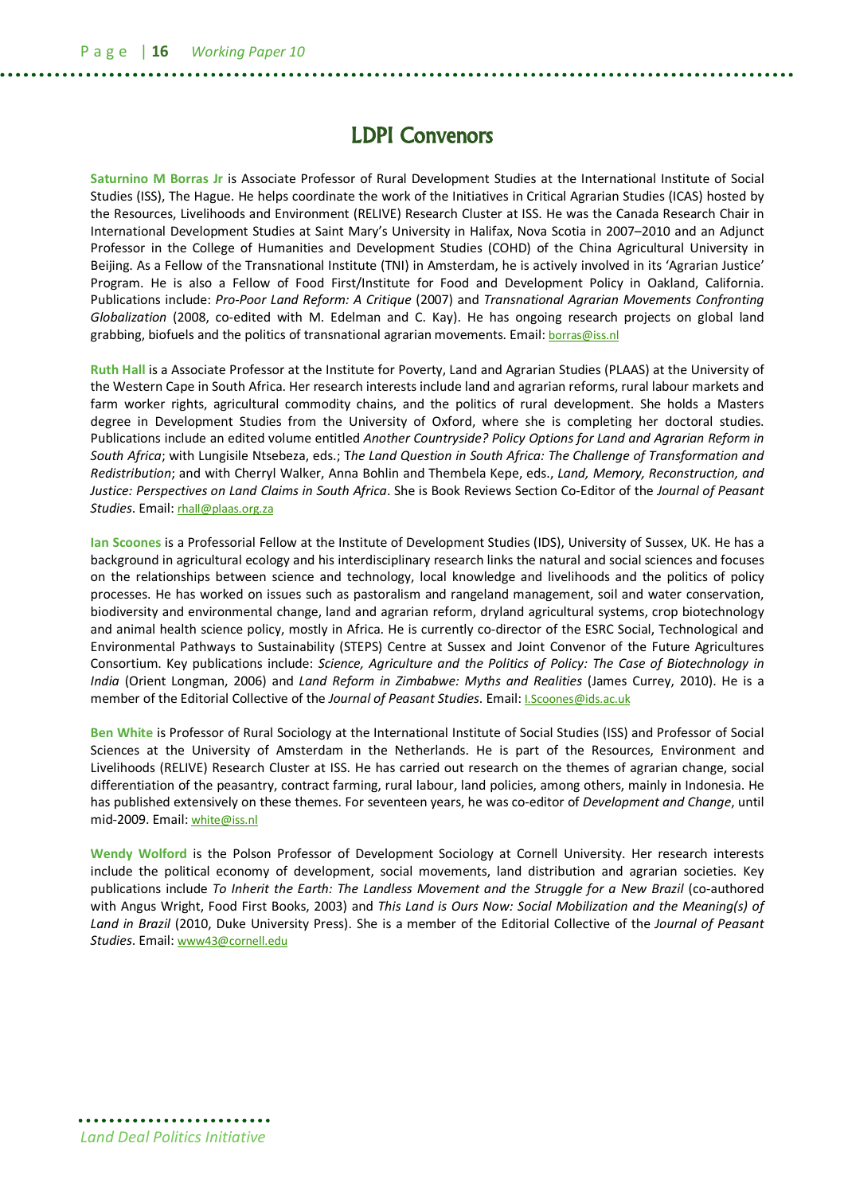# LDPI Convenors

**Saturnino M Borras Jr** is Associate Professor of Rural Development Studies at the International Institute of Social Studies (ISS), The Hague. He helps coordinate the work of the Initiatives in Critical Agrarian Studies (ICAS) hosted by the Resources, Livelihoods and Environment (RELIVE) Research Cluster at ISS. He was the Canada Research Chair in International Development Studies at Saint Mary's University in Halifax, Nova Scotia in 2007–2010 and an Adjunct Professor in the College of Humanities and Development Studies (COHD) of the China Agricultural University in Beijing. As a Fellow of the Transnational Institute (TNI) in Amsterdam, he is actively involved in its 'Agrarian Justice' Program. He is also a Fellow of Food First/Institute for Food and Development Policy in Oakland, California. Publications include: *Pro-Poor Land Reform: A Critique* (2007) and *Transnational Agrarian Movements Confronting Globalization* (2008, co-edited with M. Edelman and C. Kay). He has ongoing research projects on global land grabbing, biofuels and the politics of transnational agrarian movements. Email: borras@iss.nl

**Ruth Hall** is a Associate Professor at the Institute for Poverty, Land and Agrarian Studies (PLAAS) at the University of the Western Cape in South Africa. Her research interests include land and agrarian reforms, rural labour markets and farm worker rights, agricultural commodity chains, and the politics of rural development. She holds a Masters degree in Development Studies from the University of Oxford, where she is completing her doctoral studies. Publications include an edited volume entitled *Another Countryside? Policy Options for Land and Agrarian Reform in South Africa*; with Lungisile Ntsebeza, eds.; T*he Land Question in South Africa: The Challenge of Transformation and Redistribution*; and with Cherryl Walker, Anna Bohlin and Thembela Kepe, eds., *Land, Memory, Reconstruction, and Justice: Perspectives on Land Claims in South Africa*. She is Book Reviews Section Co-Editor of the *Journal of Peasant Studies*. Email: rhall@plaas.org.za

**Ian Scoones** is a Professorial Fellow at the Institute of Development Studies (IDS), University of Sussex, UK. He has a background in agricultural ecology and his interdisciplinary research links the natural and social sciences and focuses on the relationships between science and technology, local knowledge and livelihoods and the politics of policy processes. He has worked on issues such as pastoralism and rangeland management, soil and water conservation, biodiversity and environmental change, land and agrarian reform, dryland agricultural systems, crop biotechnology and animal health science policy, mostly in Africa. He is currently co-director of the ESRC Social, Technological and Environmental Pathways to Sustainability (STEPS) Centre at Sussex and Joint Convenor of the Future Agricultures Consortium. Key publications include: *Science, Agriculture and the Politics of Policy: The Case of Biotechnology in India* (Orient Longman, 2006) and *Land Reform in Zimbabwe: Myths and Realities* (James Currey, 2010). He is a member of the Editorial Collective of the *Journal of Peasant Studies*. Email: I.Scoones@ids.ac.uk

**Ben White** is Professor of Rural Sociology at the International Institute of Social Studies (ISS) and Professor of Social Sciences at the University of Amsterdam in the Netherlands. He is part of the Resources, Environment and Livelihoods (RELIVE) Research Cluster at ISS. He has carried out research on the themes of agrarian change, social differentiation of the peasantry, contract farming, rural labour, land policies, among others, mainly in Indonesia. He has published extensively on these themes. For seventeen years, he was co-editor of *Development and Change*, until mid-2009. Email: white@iss.nl

**Wendy Wolford** is the Polson Professor of Development Sociology at Cornell University. Her research interests include the political economy of development, social movements, land distribution and agrarian societies. Key publications include *To Inherit the Earth: The Landless Movement and the Struggle for a New Brazil* (co-authored with Angus Wright, Food First Books, 2003) and *This Land is Ours Now: Social Mobilization and the Meaning(s) of Land in Brazil* (2010, Duke University Press). She is a member of the Editorial Collective of the *Journal of Peasant Studies*. Email: www43@cornell.edu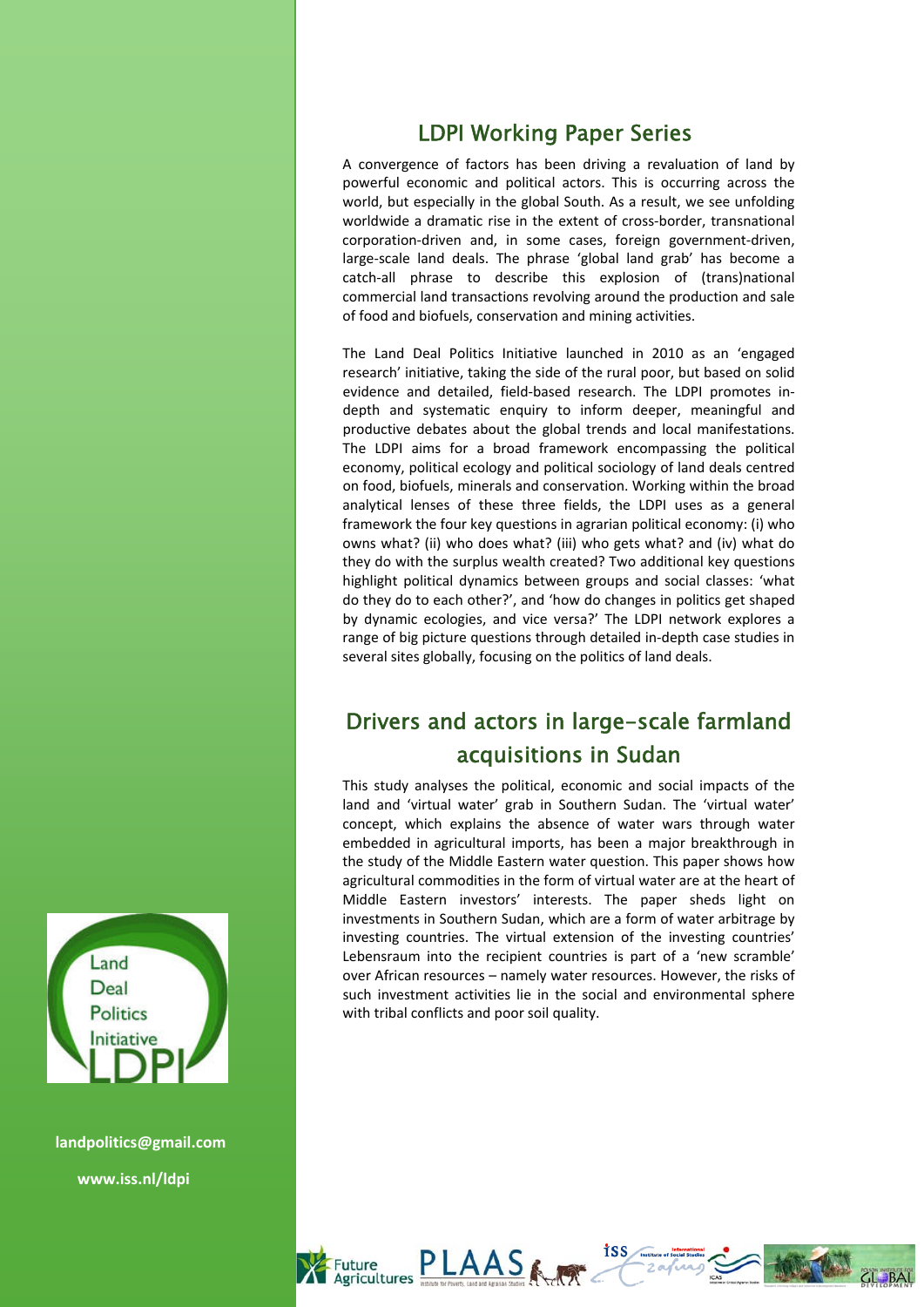## LDPI Working Paper Series

A convergence of factors has been driving a revaluation of land by powerful economic and political actors. This is occurring across the world, but especially in the global South. As a result, we see unfolding worldwide a dramatic rise in the extent of cross-border, transnational corporation-driven and, in some cases, foreign government-driven, large-scale land deals. The phrase 'global land grab' has become a catch-all phrase to describe this explosion of (trans)national commercial land transactions revolving around the production and sale of food and biofuels, conservation and mining activities.

The Land Deal Politics Initiative launched in 2010 as an 'engaged research' initiative, taking the side of the rural poor, but based on solid evidence and detailed, field-based research. The LDPI promotes in-depth and systematic enquiry to inform deeper, meaningful and productive debates about the global trends and local manifestations. The LDPI aims for a broad framework encompassing the political economy, political ecology and political sociology of land deals centred on food, biofuels, minerals and conservation. Working within the broad analytical lenses of these three fields, the LDPI uses as a general framework the four key questions in agrarian political economy: (i) who owns what? (ii) who does what? (iii) who gets what? and (iv) what do they do with the surplus wealth created? Two additional key questions highlight political dynamics between groups and social classes: 'what do they do to each other?', and 'how do changes in politics get shaped by dynamic ecologies, and vice versa?' The LDPI network explores a range of big picture questions through detailed in-depth case studies in several sites globally, focusing on the politics of land deals.

## Drivers and actors in large-scale farmland acquisitions in Sudan

This study analyses the political, economic and social impacts of the land and 'virtual water' grab in Southern Sudan. The 'virtual water' concept, which explains the absence of water wars through water embedded in agricultural imports, has been a major breakthrough in the study of the Middle Eastern water question. This paper shows how agricultural commodities in the form of virtual water are at the heart of Middle Eastern investors' interests. The paper sheds light on investments in Southern Sudan, which are a form of water arbitrage by investing countries. The virtual extension of the investing countries' Lebensraum into the recipient countries is part of a 'new scramble' over African resources – namely water resources. However, the risks of such investment activities lie in the social and environmental sphere with tribal conflicts and poor soil quality.

Land Deal Politics Initiative LDPI

**landpolitics@gmail.com**

**www.iss.nl/ldpi**